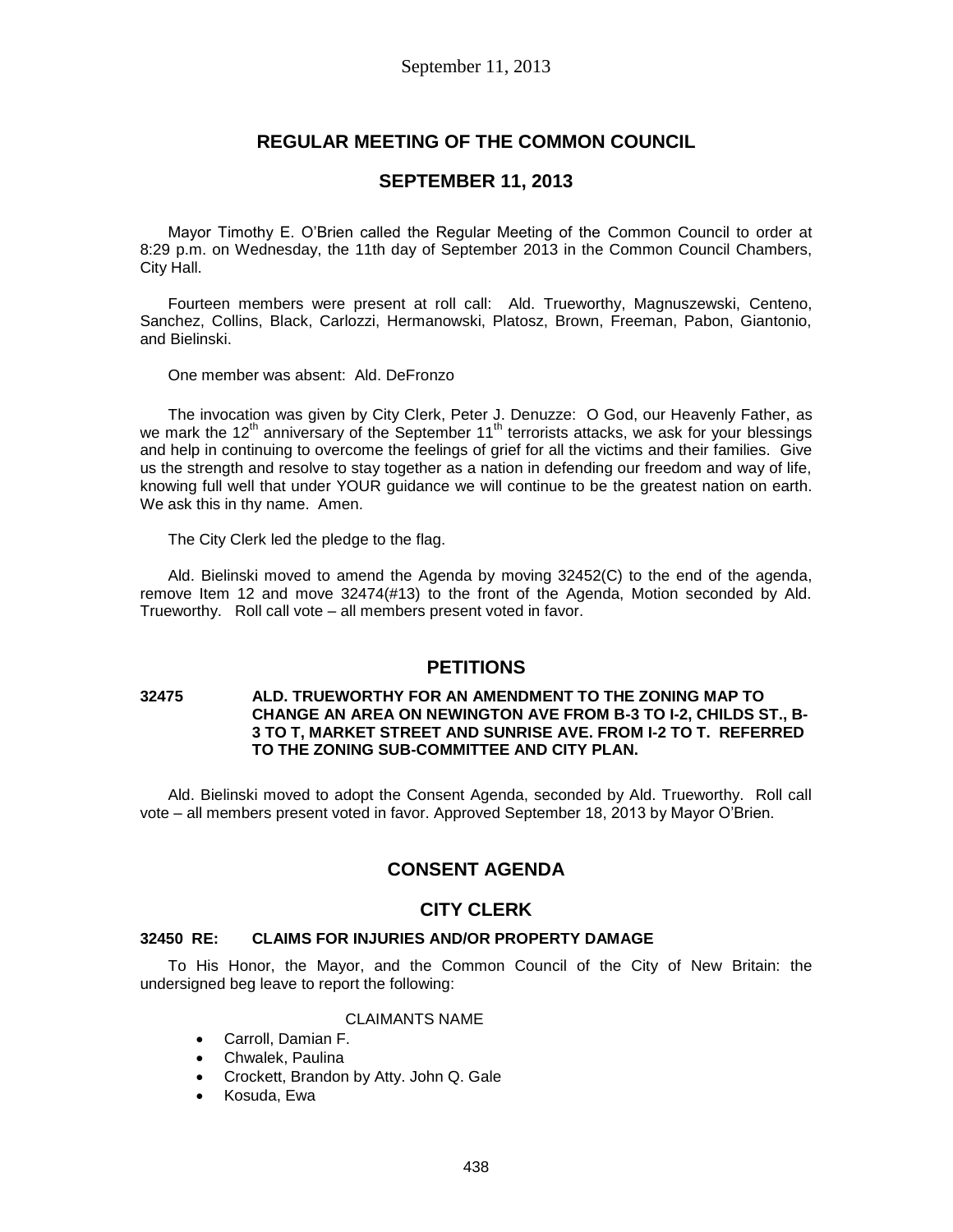# REGULAR MEETING OF THE COMMON COUNCIL

## SEPTEMBER 11, 2013

Mayor Timothy E. O'Brien called the Regular Meeting of the Common Council to order at 8:29 p.m. on Wednesday, the 11th day of September 2013 in the Common Council Chambers, City Hall.

Fourteen members were present at roll call: Ald. Trueworthy, Magnuszewski, Centeno, Sanchez, Collins, Black, Carlozzi, Hermanowski, Platosz, Brown, Freeman, Pabon, Giantonio, and Bielinski.

One member was absent: Ald. DeFronzo

The invocation was given by City Clerk, Peter J. Denuzze: O God, our Heavenly Father, as we mark the 12th anniversary of the September 11th terrorists attacks, we ask for your blessings and help in continuing to overcome the feelings of grief for all the victims and their families. Give us the strength and resolve to stay together as a nation in defending our freedom and way of life, knowing full well that under YOUR guidance we will continue to be the greatest nation on earth. We ask this in thy name. Amen.

The City Clerk led the pledge to the flag.

Ald. Bielinski moved to amend the Agenda by moving 32452(C) to the end of the agenda, remove Item 12 and move 32474(#13) to the front of the Agenda, Motion seconded by Ald. Trueworthy. Roll call vote – all members present voted in favor.

## PETITIONS

**32475 ALD. TRUEWORTHY FOR AN AMENDMENT TO THE ZONING MAP TO CHANGE AN AREA ON NEWINGTON AVE FROM B-3 TO I-2, CHILDS ST., B-3 TO T, MARKET STREET AND SUNRISE AVE. FROM I-2 TO T. REFERRED TO THE ZONING SUB-COMMITTEE AND CITY PLAN.**

Ald. Bielinski moved to adopt the Consent Agenda, seconded by Ald. Trueworthy. Roll call vote – all members present voted in favor. Approved September 18, 2013 by Mayor O'Brien.

## CONSENT AGENDA

## CITY CLERK

**32450 RE: CLAIMS FOR INJURIES AND/OR PROPERTY DAMAGE**

To His Honor, the Mayor, and the Common Council of the City of New Britain: the undersigned beg leave to report the following:

CLAIMANTS NAME

- Carroll, Damian F.
- Chwalek, Paulina
- Crockett, Brandon by Atty. John Q. Gale
- Kosuda, Ewa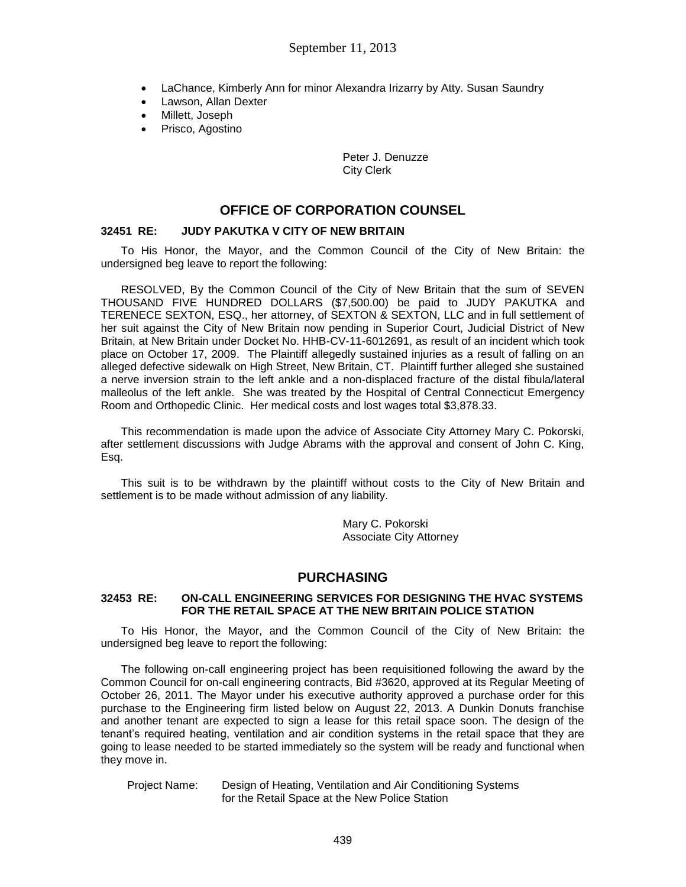- LaChance, Kimberly Ann for minor Alexandra Irizarry by Atty. Susan Saundry
- Lawson, Allan Dexter
- Millett, Joseph
- Prisco, Agostino

Peter J. Denuzze
City Clerk

## OFFICE OF CORPORATION COUNSEL

### 32451 RE: JUDY PAKUTKA V CITY OF NEW BRITAIN

To His Honor, the Mayor, and the Common Council of the City of New Britain: the undersigned beg leave to report the following:

RESOLVED, By the Common Council of the City of New Britain that the sum of SEVEN THOUSAND FIVE HUNDRED DOLLARS ($7,500.00) be paid to JUDY PAKUTKA and TERENECE SEXTON, ESQ., her attorney, of SEXTON & SEXTON, LLC and in full settlement of her suit against the City of New Britain now pending in Superior Court, Judicial District of New Britain, at New Britain under Docket No. HHB-CV-11-6012691, as result of an incident which took place on October 17, 2009. The Plaintiff allegedly sustained injuries as a result of falling on an alleged defective sidewalk on High Street, New Britain, CT. Plaintiff further alleged she sustained a nerve inversion strain to the left ankle and a non-displaced fracture of the distal fibula/lateral malleolus of the left ankle. She was treated by the Hospital of Central Connecticut Emergency Room and Orthopedic Clinic. Her medical costs and lost wages total $3,878.33.

This recommendation is made upon the advice of Associate City Attorney Mary C. Pokorski, after settlement discussions with Judge Abrams with the approval and consent of John C. King, Esq.

This suit is to be withdrawn by the plaintiff without costs to the City of New Britain and settlement is to be made without admission of any liability.

Mary C. Pokorski
Associate City Attorney

## PURCHASING

### 32453 RE: ON-CALL ENGINEERING SERVICES FOR DESIGNING THE HVAC SYSTEMS FOR THE RETAIL SPACE AT THE NEW BRITAIN POLICE STATION

To His Honor, the Mayor, and the Common Council of the City of New Britain: the undersigned beg leave to report the following:

The following on-call engineering project has been requisitioned following the award by the Common Council for on-call engineering contracts, Bid #3620, approved at its Regular Meeting of October 26, 2011. The Mayor under his executive authority approved a purchase order for this purchase to the Engineering firm listed below on August 22, 2013. A Dunkin Donuts franchise and another tenant are expected to sign a lease for this retail space soon. The design of the tenant's required heating, ventilation and air condition systems in the retail space that they are going to lease needed to be started immediately so the system will be ready and functional when they move in.

Project Name: Design of Heating, Ventilation and Air Conditioning Systems for the Retail Space at the New Police Station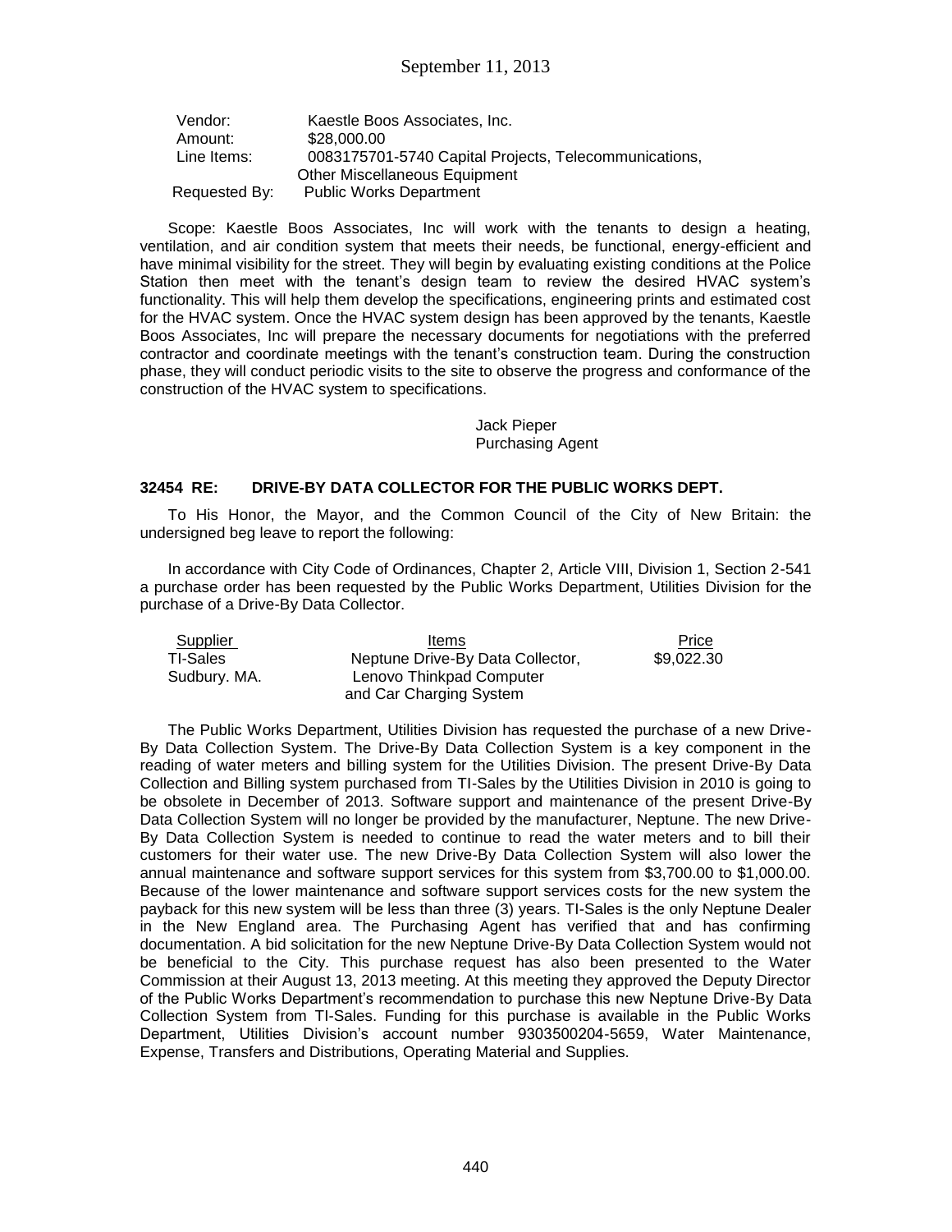| | |
|---|---|
| Vendor: | Kaestle Boos Associates, Inc. |
| Amount: | \$28,000.00 |
| Line Items: | 0083175701-5740 Capital Projects, Telecommunications, Other Miscellaneous Equipment |
| Requested By: | Public Works Department |

Scope: Kaestle Boos Associates, Inc will work with the tenants to design a heating, ventilation, and air condition system that meets their needs, be functional, energy-efficient and have minimal visibility for the street. They will begin by evaluating existing conditions at the Police Station then meet with the tenant's design team to review the desired HVAC system's functionality. This will help them develop the specifications, engineering prints and estimated cost for the HVAC system. Once the HVAC system design has been approved by the tenants, Kaestle Boos Associates, Inc will prepare the necessary documents for negotiations with the preferred contractor and coordinate meetings with the tenant's construction team. During the construction phase, they will conduct periodic visits to the site to observe the progress and conformance of the construction of the HVAC system to specifications.

Jack Pieper
Purchasing Agent

### 32454 RE: DRIVE-BY DATA COLLECTOR FOR THE PUBLIC WORKS DEPT.

To His Honor, the Mayor, and the Common Council of the City of New Britain: the undersigned beg leave to report the following:

In accordance with City Code of Ordinances, Chapter 2, Article VIII, Division 1, Section 2-541 a purchase order has been requested by the Public Works Department, Utilities Division for the purchase of a Drive-By Data Collector.

| Supplier | Items | Price |
|---|---|---|
| TI-Sales<br>Sudbury. MA. | Neptune Drive-By Data Collector, Lenovo Thinkpad Computer and Car Charging System | \$9,022.30 |

The Public Works Department, Utilities Division has requested the purchase of a new Drive-By Data Collection System. The Drive-By Data Collection System is a key component in the reading of water meters and billing system for the Utilities Division. The present Drive-By Data Collection and Billing system purchased from TI-Sales by the Utilities Division in 2010 is going to be obsolete in December of 2013. Software support and maintenance of the present Drive-By Data Collection System will no longer be provided by the manufacturer, Neptune. The new Drive-By Data Collection System is needed to continue to read the water meters and to bill their customers for their water use. The new Drive-By Data Collection System will also lower the annual maintenance and software support services for this system from \$3,700.00 to \$1,000.00. Because of the lower maintenance and software support services costs for the new system the payback for this new system will be less than three (3) years. TI-Sales is the only Neptune Dealer in the New England area. The Purchasing Agent has verified that and has confirming documentation. A bid solicitation for the new Neptune Drive-By Data Collection System would not be beneficial to the City. This purchase request has also been presented to the Water Commission at their August 13, 2013 meeting. At this meeting they approved the Deputy Director of the Public Works Department's recommendation to purchase this new Neptune Drive-By Data Collection System from TI-Sales. Funding for this purchase is available in the Public Works Department, Utilities Division's account number 9303500204-5659, Water Maintenance, Expense, Transfers and Distributions, Operating Material and Supplies.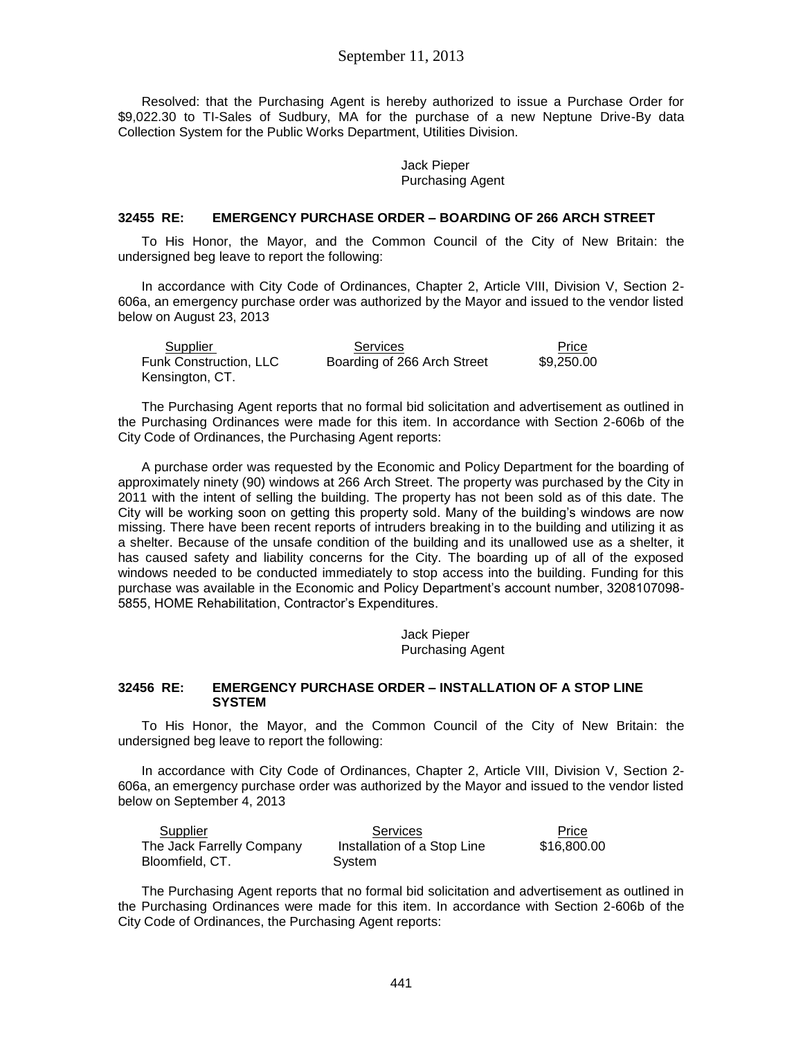Resolved: that the Purchasing Agent is hereby authorized to issue a Purchase Order for $9,022.30 to TI-Sales of Sudbury, MA for the purchase of a new Neptune Drive-By data Collection System for the Public Works Department, Utilities Division.

Jack Pieper
Purchasing Agent

### 32455 RE: EMERGENCY PURCHASE ORDER – BOARDING OF 266 ARCH STREET

To His Honor, the Mayor, and the Common Council of the City of New Britain: the undersigned beg leave to report the following:

In accordance with City Code of Ordinances, Chapter 2, Article VIII, Division V, Section 2-606a, an emergency purchase order was authorized by the Mayor and issued to the vendor listed below on August 23, 2013

| Supplier | Services | Price |
|---|---|---|
| Funk Construction, LLC Kensington, CT. | Boarding of 266 Arch Street | $9,250.00 |

The Purchasing Agent reports that no formal bid solicitation and advertisement as outlined in the Purchasing Ordinances were made for this item. In accordance with Section 2-606b of the City Code of Ordinances, the Purchasing Agent reports:

A purchase order was requested by the Economic and Policy Department for the boarding of approximately ninety (90) windows at 266 Arch Street. The property was purchased by the City in 2011 with the intent of selling the building. The property has not been sold as of this date. The City will be working soon on getting this property sold. Many of the building's windows are now missing. There have been recent reports of intruders breaking in to the building and utilizing it as a shelter. Because of the unsafe condition of the building and its unallowed use as a shelter, it has caused safety and liability concerns for the City. The boarding up of all of the exposed windows needed to be conducted immediately to stop access into the building. Funding for this purchase was available in the Economic and Policy Department's account number, 3208107098-5855, HOME Rehabilitation, Contractor's Expenditures.

Jack Pieper
Purchasing Agent

### 32456 RE: EMERGENCY PURCHASE ORDER – INSTALLATION OF A STOP LINE SYSTEM

To His Honor, the Mayor, and the Common Council of the City of New Britain: the undersigned beg leave to report the following:

In accordance with City Code of Ordinances, Chapter 2, Article VIII, Division V, Section 2-606a, an emergency purchase order was authorized by the Mayor and issued to the vendor listed below on September 4, 2013

| Supplier | Services | Price |
|---|---|---|
| The Jack Farrelly Company Bloomfield, CT. | Installation of a Stop Line System | $16,800.00 |

The Purchasing Agent reports that no formal bid solicitation and advertisement as outlined in the Purchasing Ordinances were made for this item. In accordance with Section 2-606b of the City Code of Ordinances, the Purchasing Agent reports: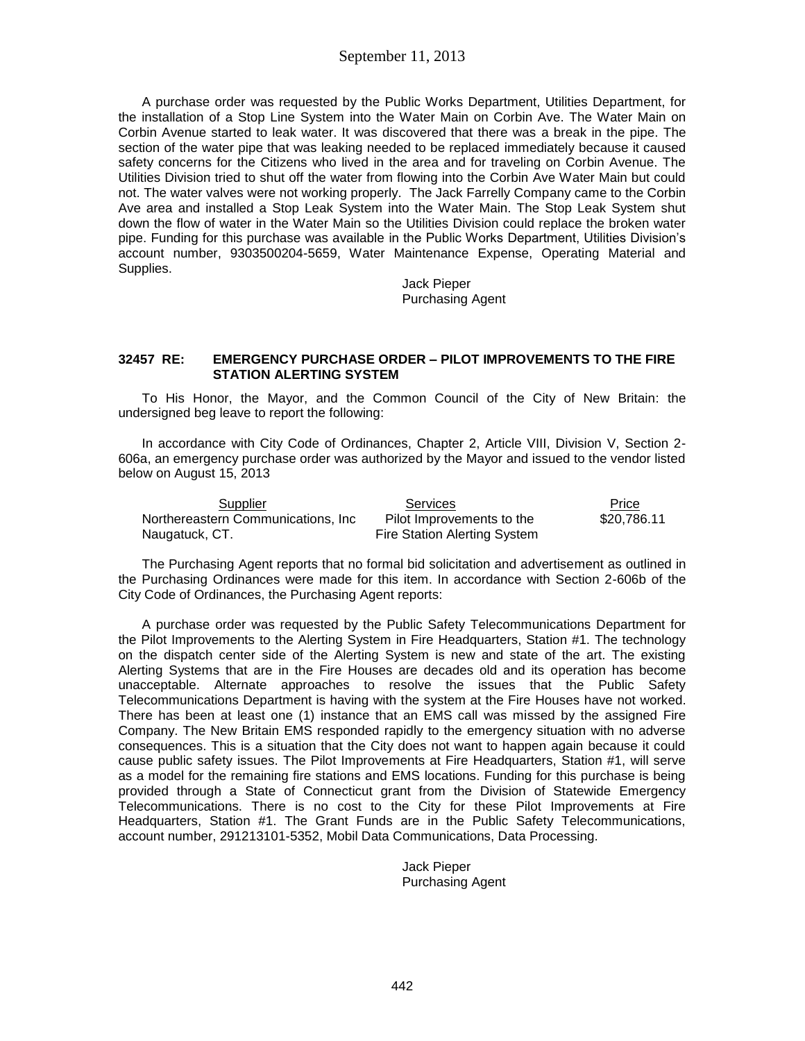A purchase order was requested by the Public Works Department, Utilities Department, for the installation of a Stop Line System into the Water Main on Corbin Ave. The Water Main on Corbin Avenue started to leak water. It was discovered that there was a break in the pipe. The section of the water pipe that was leaking needed to be replaced immediately because it caused safety concerns for the Citizens who lived in the area and for traveling on Corbin Avenue. The Utilities Division tried to shut off the water from flowing into the Corbin Ave Water Main but could not. The water valves were not working properly. The Jack Farrelly Company came to the Corbin Ave area and installed a Stop Leak System into the Water Main. The Stop Leak System shut down the flow of water in the Water Main so the Utilities Division could replace the broken water pipe. Funding for this purchase was available in the Public Works Department, Utilities Division's account number, 9303500204-5659, Water Maintenance Expense, Operating Material and Supplies.

Jack Pieper
Purchasing Agent

### 32457 RE: EMERGENCY PURCHASE ORDER – PILOT IMPROVEMENTS TO THE FIRE STATION ALERTING SYSTEM

To His Honor, the Mayor, and the Common Council of the City of New Britain: the undersigned beg leave to report the following:

In accordance with City Code of Ordinances, Chapter 2, Article VIII, Division V, Section 2-606a, an emergency purchase order was authorized by the Mayor and issued to the vendor listed below on August 15, 2013

| Supplier | Services | Price |
|---|---|---|
| Northereastern Communications, Inc Naugatuck, CT. | Pilot Improvements to the Fire Station Alerting System | \$20,786.11 |

The Purchasing Agent reports that no formal bid solicitation and advertisement as outlined in the Purchasing Ordinances were made for this item. In accordance with Section 2-606b of the City Code of Ordinances, the Purchasing Agent reports:

A purchase order was requested by the Public Safety Telecommunications Department for the Pilot Improvements to the Alerting System in Fire Headquarters, Station #1. The technology on the dispatch center side of the Alerting System is new and state of the art. The existing Alerting Systems that are in the Fire Houses are decades old and its operation has become unacceptable. Alternate approaches to resolve the issues that the Public Safety Telecommunications Department is having with the system at the Fire Houses have not worked. There has been at least one (1) instance that an EMS call was missed by the assigned Fire Company. The New Britain EMS responded rapidly to the emergency situation with no adverse consequences. This is a situation that the City does not want to happen again because it could cause public safety issues. The Pilot Improvements at Fire Headquarters, Station #1, will serve as a model for the remaining fire stations and EMS locations. Funding for this purchase is being provided through a State of Connecticut grant from the Division of Statewide Emergency Telecommunications. There is no cost to the City for these Pilot Improvements at Fire Headquarters, Station #1. The Grant Funds are in the Public Safety Telecommunications, account number, 291213101-5352, Mobil Data Communications, Data Processing.

Jack Pieper
Purchasing Agent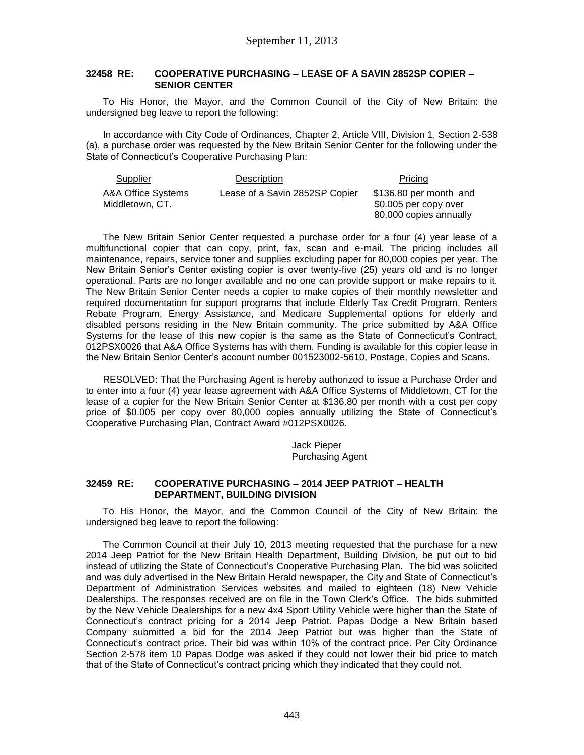**32458 RE: COOPERATIVE PURCHASING – LEASE OF A SAVIN 2852SP COPIER – SENIOR CENTER**

To His Honor, the Mayor, and the Common Council of the City of New Britain: the undersigned beg leave to report the following:

In accordance with City Code of Ordinances, Chapter 2, Article VIII, Division 1, Section 2-538 (a), a purchase order was requested by the New Britain Senior Center for the following under the State of Connecticut's Cooperative Purchasing Plan:

| Supplier | Description | Pricing |
|---|---|---|
| A&A Office Systems Middletown, CT. | Lease of a Savin 2852SP Copier | $136.80 per month and $0.005 per copy over 80,000 copies annually |

The New Britain Senior Center requested a purchase order for a four (4) year lease of a multifunctional copier that can copy, print, fax, scan and e-mail. The pricing includes all maintenance, repairs, service toner and supplies excluding paper for 80,000 copies per year. The New Britain Senior's Center existing copier is over twenty-five (25) years old and is no longer operational. Parts are no longer available and no one can provide support or make repairs to it. The New Britain Senior Center needs a copier to make copies of their monthly newsletter and required documentation for support programs that include Elderly Tax Credit Program, Renters Rebate Program, Energy Assistance, and Medicare Supplemental options for elderly and disabled persons residing in the New Britain community. The price submitted by A&A Office Systems for the lease of this new copier is the same as the State of Connecticut's Contract, 012PSX0026 that A&A Office Systems has with them. Funding is available for this copier lease in the New Britain Senior Center's account number 001523002-5610, Postage, Copies and Scans.

RESOLVED: That the Purchasing Agent is hereby authorized to issue a Purchase Order and to enter into a four (4) year lease agreement with A&A Office Systems of Middletown, CT for the lease of a copier for the New Britain Senior Center at $136.80 per month with a cost per copy price of $0.005 per copy over 80,000 copies annually utilizing the State of Connecticut's Cooperative Purchasing Plan, Contract Award #012PSX0026.

Jack Pieper
Purchasing Agent

**32459 RE: COOPERATIVE PURCHASING – 2014 JEEP PATRIOT – HEALTH DEPARTMENT, BUILDING DIVISION**

To His Honor, the Mayor, and the Common Council of the City of New Britain: the undersigned beg leave to report the following:

The Common Council at their July 10, 2013 meeting requested that the purchase for a new 2014 Jeep Patriot for the New Britain Health Department, Building Division, be put out to bid instead of utilizing the State of Connecticut's Cooperative Purchasing Plan. The bid was solicited and was duly advertised in the New Britain Herald newspaper, the City and State of Connecticut's Department of Administration Services websites and mailed to eighteen (18) New Vehicle Dealerships. The responses received are on file in the Town Clerk's Office. The bids submitted by the New Vehicle Dealerships for a new 4x4 Sport Utility Vehicle were higher than the State of Connecticut's contract pricing for a 2014 Jeep Patriot. Papas Dodge a New Britain based Company submitted a bid for the 2014 Jeep Patriot but was higher than the State of Connecticut's contract price. Their bid was within 10% of the contract price. Per City Ordinance Section 2-578 item 10 Papas Dodge was asked if they could not lower their bid price to match that of the State of Connecticut's contract pricing which they indicated that they could not.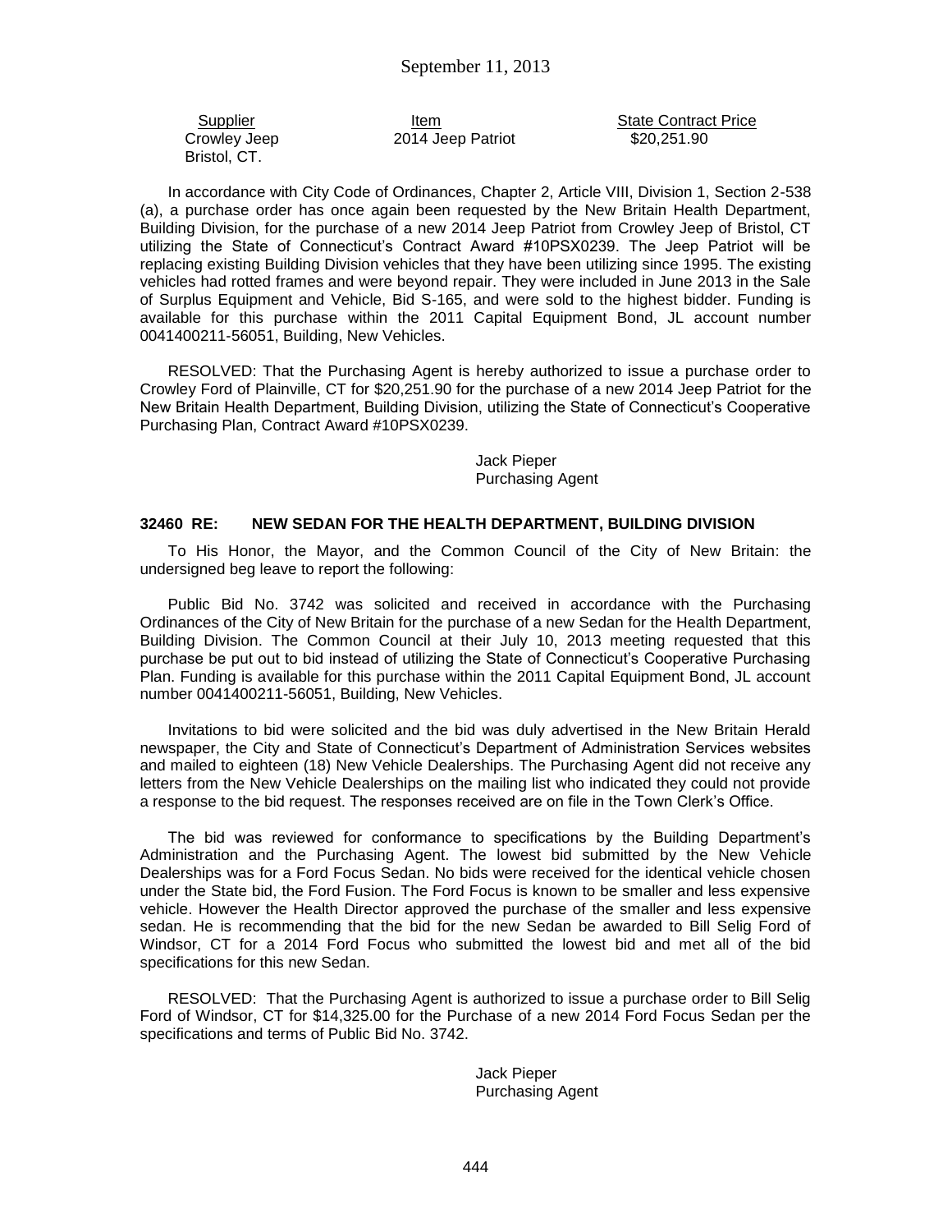| Supplier | Item | State Contract Price |
|---|---|---|
| Crowley Jeep Bristol, CT. | 2014 Jeep Patriot | $20,251.90 |

In accordance with City Code of Ordinances, Chapter 2, Article VIII, Division 1, Section 2-538 (a), a purchase order has once again been requested by the New Britain Health Department, Building Division, for the purchase of a new 2014 Jeep Patriot from Crowley Jeep of Bristol, CT utilizing the State of Connecticut's Contract Award #10PSX0239. The Jeep Patriot will be replacing existing Building Division vehicles that they have been utilizing since 1995. The existing vehicles had rotted frames and were beyond repair. They were included in June 2013 in the Sale of Surplus Equipment and Vehicle, Bid S-165, and were sold to the highest bidder. Funding is available for this purchase within the 2011 Capital Equipment Bond, JL account number 0041400211-56051, Building, New Vehicles.

RESOLVED: That the Purchasing Agent is hereby authorized to issue a purchase order to Crowley Ford of Plainville, CT for $20,251.90 for the purchase of a new 2014 Jeep Patriot for the New Britain Health Department, Building Division, utilizing the State of Connecticut's Cooperative Purchasing Plan, Contract Award #10PSX0239.

Jack Pieper
Purchasing Agent

### 32460 RE: NEW SEDAN FOR THE HEALTH DEPARTMENT, BUILDING DIVISION

To His Honor, the Mayor, and the Common Council of the City of New Britain: the undersigned beg leave to report the following:

Public Bid No. 3742 was solicited and received in accordance with the Purchasing Ordinances of the City of New Britain for the purchase of a new Sedan for the Health Department, Building Division. The Common Council at their July 10, 2013 meeting requested that this purchase be put out to bid instead of utilizing the State of Connecticut's Cooperative Purchasing Plan. Funding is available for this purchase within the 2011 Capital Equipment Bond, JL account number 0041400211-56051, Building, New Vehicles.

Invitations to bid were solicited and the bid was duly advertised in the New Britain Herald newspaper, the City and State of Connecticut's Department of Administration Services websites and mailed to eighteen (18) New Vehicle Dealerships. The Purchasing Agent did not receive any letters from the New Vehicle Dealerships on the mailing list who indicated they could not provide a response to the bid request. The responses received are on file in the Town Clerk's Office.

The bid was reviewed for conformance to specifications by the Building Department's Administration and the Purchasing Agent. The lowest bid submitted by the New Vehicle Dealerships was for a Ford Focus Sedan. No bids were received for the identical vehicle chosen under the State bid, the Ford Fusion. The Ford Focus is known to be smaller and less expensive vehicle. However the Health Director approved the purchase of the smaller and less expensive sedan. He is recommending that the bid for the new Sedan be awarded to Bill Selig Ford of Windsor, CT for a 2014 Ford Focus who submitted the lowest bid and met all of the bid specifications for this new Sedan.

RESOLVED: That the Purchasing Agent is authorized to issue a purchase order to Bill Selig Ford of Windsor, CT for $14,325.00 for the Purchase of a new 2014 Ford Focus Sedan per the specifications and terms of Public Bid No. 3742.

Jack Pieper
Purchasing Agent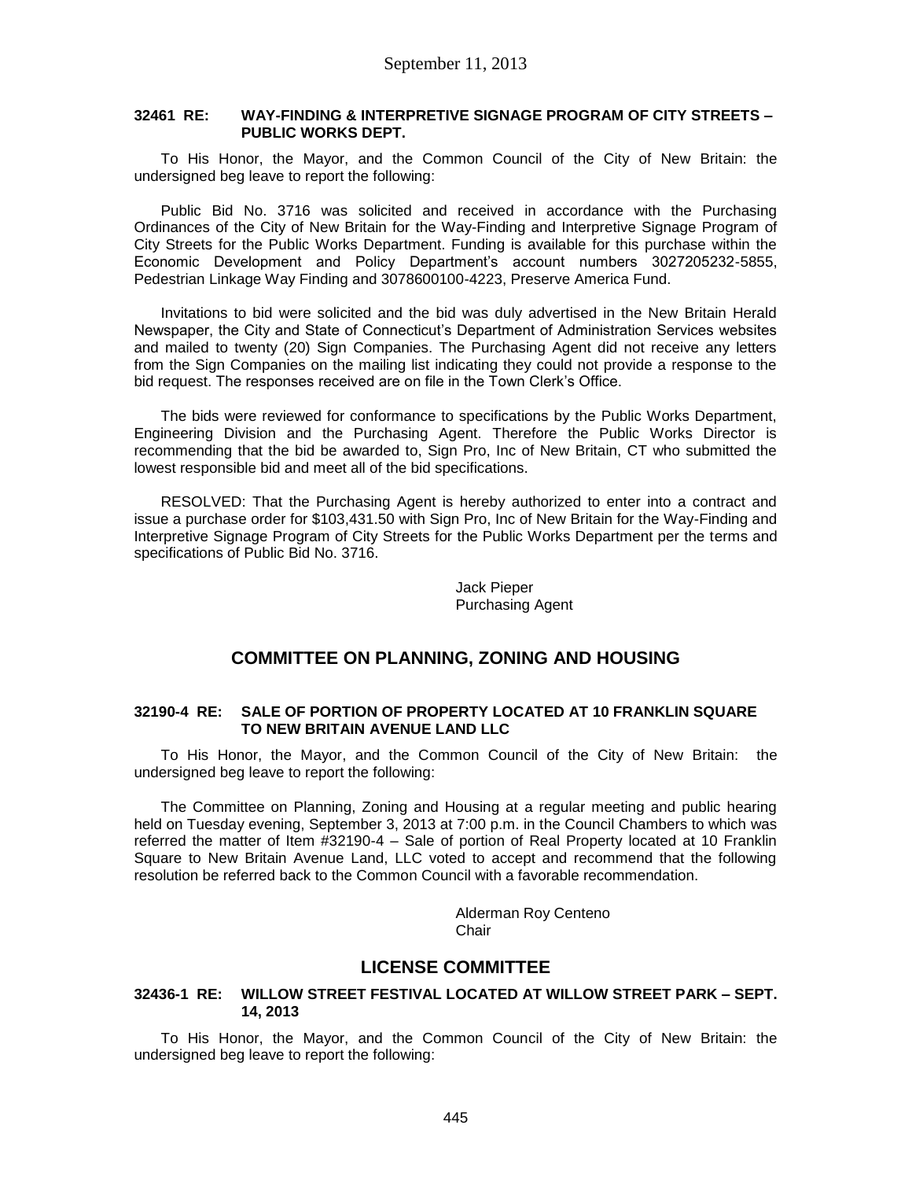#### 32461 RE: WAY-FINDING & INTERPRETIVE SIGNAGE PROGRAM OF CITY STREETS – PUBLIC WORKS DEPT.

To His Honor, the Mayor, and the Common Council of the City of New Britain: the undersigned beg leave to report the following:

Public Bid No. 3716 was solicited and received in accordance with the Purchasing Ordinances of the City of New Britain for the Way-Finding and Interpretive Signage Program of City Streets for the Public Works Department. Funding is available for this purchase within the Economic Development and Policy Department's account numbers 3027205232-5855, Pedestrian Linkage Way Finding and 3078600100-4223, Preserve America Fund.

Invitations to bid were solicited and the bid was duly advertised in the New Britain Herald Newspaper, the City and State of Connecticut's Department of Administration Services websites and mailed to twenty (20) Sign Companies. The Purchasing Agent did not receive any letters from the Sign Companies on the mailing list indicating they could not provide a response to the bid request. The responses received are on file in the Town Clerk's Office.

The bids were reviewed for conformance to specifications by the Public Works Department, Engineering Division and the Purchasing Agent. Therefore the Public Works Director is recommending that the bid be awarded to, Sign Pro, Inc of New Britain, CT who submitted the lowest responsible bid and meet all of the bid specifications.

RESOLVED: That the Purchasing Agent is hereby authorized to enter into a contract and issue a purchase order for $103,431.50 with Sign Pro, Inc of New Britain for the Way-Finding and Interpretive Signage Program of City Streets for the Public Works Department per the terms and specifications of Public Bid No. 3716.

Jack Pieper
Purchasing Agent

## COMMITTEE ON PLANNING, ZONING AND HOUSING

#### 32190-4 RE: SALE OF PORTION OF PROPERTY LOCATED AT 10 FRANKLIN SQUARE TO NEW BRITAIN AVENUE LAND LLC

To His Honor, the Mayor, and the Common Council of the City of New Britain: the undersigned beg leave to report the following:

The Committee on Planning, Zoning and Housing at a regular meeting and public hearing held on Tuesday evening, September 3, 2013 at 7:00 p.m. in the Council Chambers to which was referred the matter of Item #32190-4 – Sale of portion of Real Property located at 10 Franklin Square to New Britain Avenue Land, LLC voted to accept and recommend that the following resolution be referred back to the Common Council with a favorable recommendation.

Alderman Roy Centeno
Chair

## LICENSE COMMITTEE

#### 32436-1 RE: WILLOW STREET FESTIVAL LOCATED AT WILLOW STREET PARK – SEPT. 14, 2013

To His Honor, the Mayor, and the Common Council of the City of New Britain: the undersigned beg leave to report the following: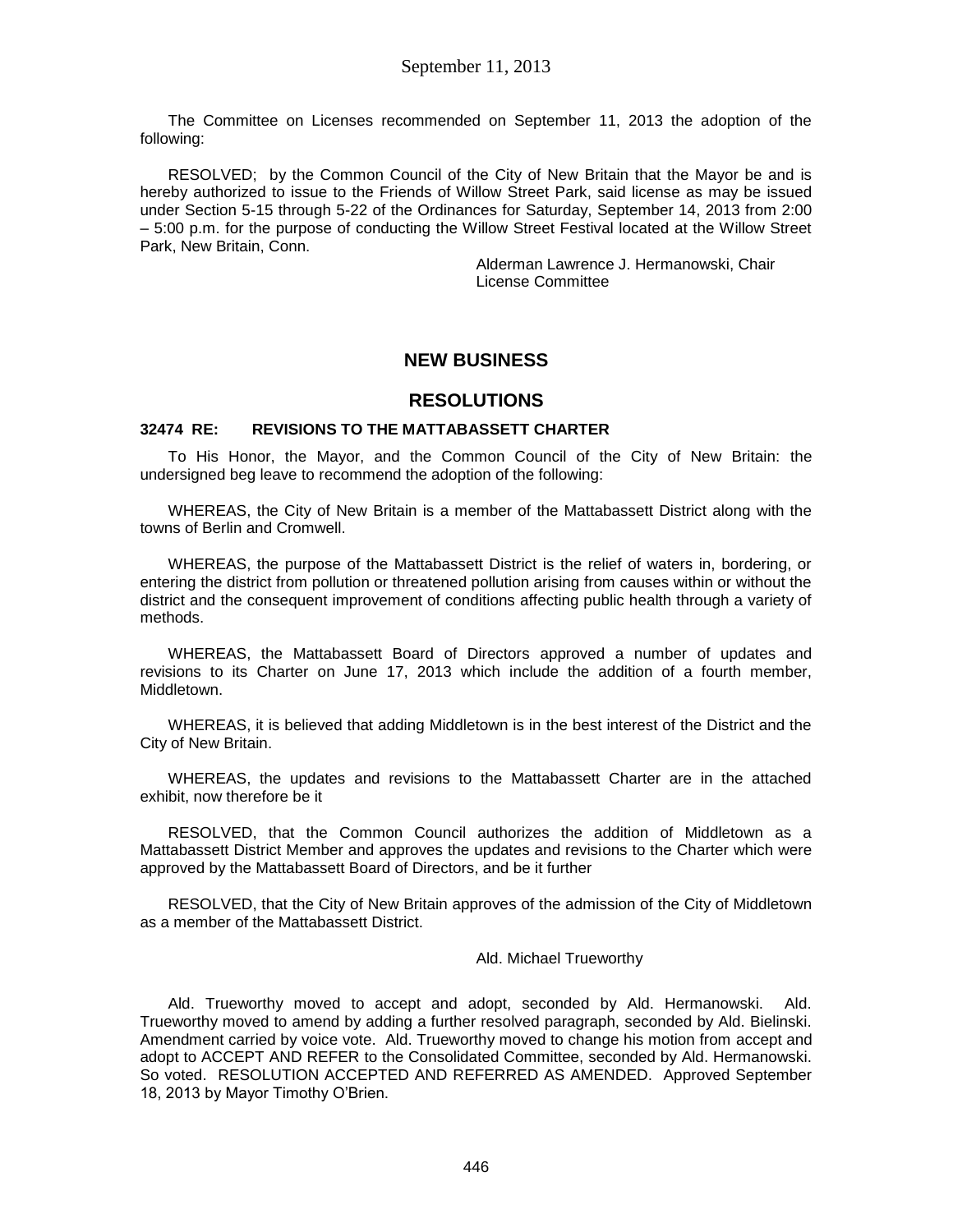The Committee on Licenses recommended on September 11, 2013 the adoption of the following:

RESOLVED; by the Common Council of the City of New Britain that the Mayor be and is hereby authorized to issue to the Friends of Willow Street Park, said license as may be issued under Section 5-15 through 5-22 of the Ordinances for Saturday, September 14, 2013 from 2:00 – 5:00 p.m. for the purpose of conducting the Willow Street Festival located at the Willow Street Park, New Britain, Conn.

Alderman Lawrence J. Hermanowski, Chair
License Committee

## NEW BUSINESS

## RESOLUTIONS

### 32474 RE: REVISIONS TO THE MATTABASSETT CHARTER

To His Honor, the Mayor, and the Common Council of the City of New Britain: the undersigned beg leave to recommend the adoption of the following:

WHEREAS, the City of New Britain is a member of the Mattabassett District along with the towns of Berlin and Cromwell.

WHEREAS, the purpose of the Mattabassett District is the relief of waters in, bordering, or entering the district from pollution or threatened pollution arising from causes within or without the district and the consequent improvement of conditions affecting public health through a variety of methods.

WHEREAS, the Mattabassett Board of Directors approved a number of updates and revisions to its Charter on June 17, 2013 which include the addition of a fourth member, Middletown.

WHEREAS, it is believed that adding Middletown is in the best interest of the District and the City of New Britain.

WHEREAS, the updates and revisions to the Mattabassett Charter are in the attached exhibit, now therefore be it

RESOLVED, that the Common Council authorizes the addition of Middletown as a Mattabassett District Member and approves the updates and revisions to the Charter which were approved by the Mattabassett Board of Directors, and be it further

RESOLVED, that the City of New Britain approves of the admission of the City of Middletown as a member of the Mattabassett District.

Ald. Michael Trueworthy

Ald. Trueworthy moved to accept and adopt, seconded by Ald. Hermanowski. Ald. Trueworthy moved to amend by adding a further resolved paragraph, seconded by Ald. Bielinski. Amendment carried by voice vote. Ald. Trueworthy moved to change his motion from accept and adopt to ACCEPT AND REFER to the Consolidated Committee, seconded by Ald. Hermanowski. So voted. RESOLUTION ACCEPTED AND REFERRED AS AMENDED. Approved September 18, 2013 by Mayor Timothy O'Brien.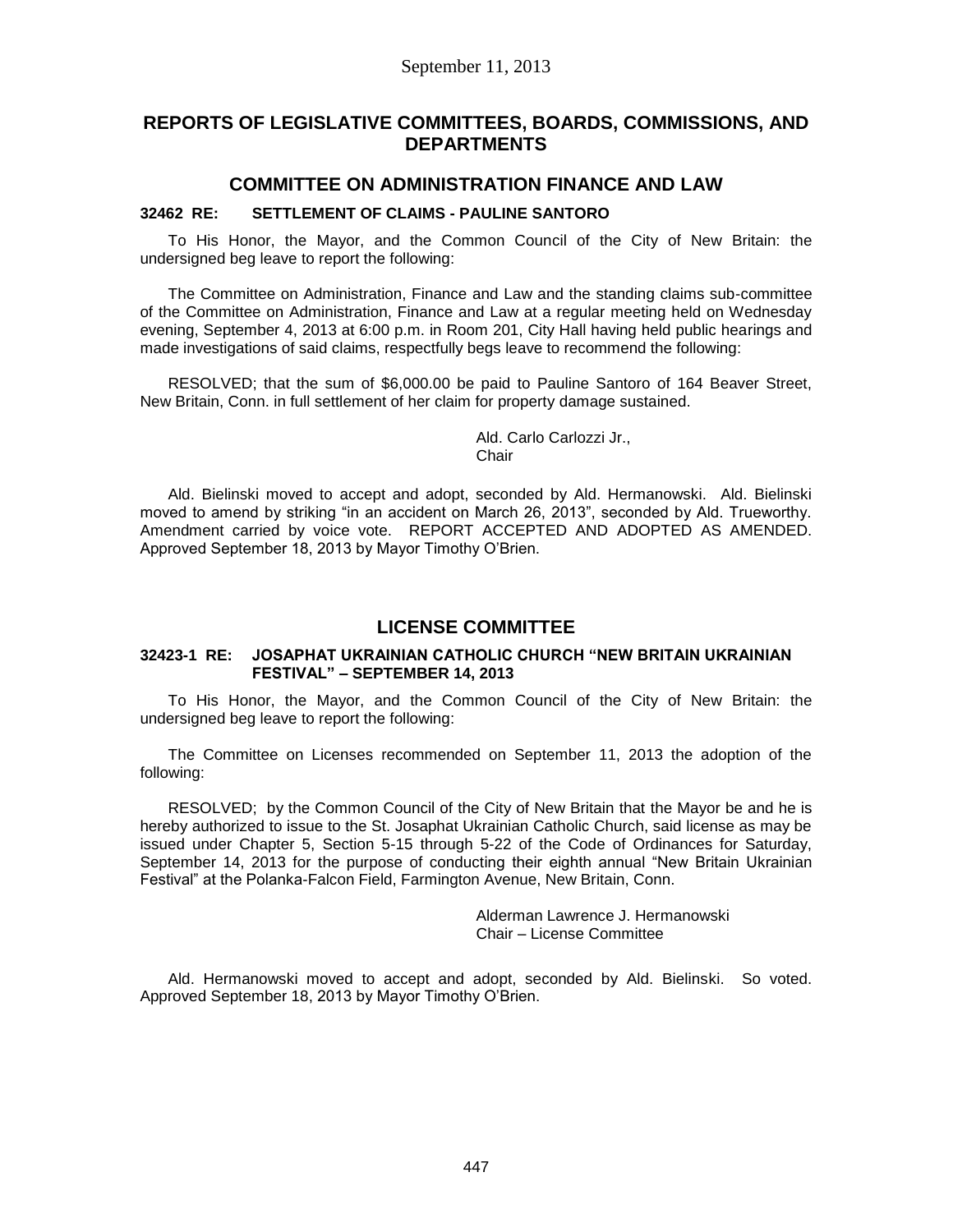## REPORTS OF LEGISLATIVE COMMITTEES, BOARDS, COMMISSIONS, AND DEPARTMENTS

### COMMITTEE ON ADMINISTRATION FINANCE AND LAW

**32462 RE: SETTLEMENT OF CLAIMS - PAULINE SANTORO**

To His Honor, the Mayor, and the Common Council of the City of New Britain: the undersigned beg leave to report the following:

The Committee on Administration, Finance and Law and the standing claims sub-committee of the Committee on Administration, Finance and Law at a regular meeting held on Wednesday evening, September 4, 2013 at 6:00 p.m. in Room 201, City Hall having held public hearings and made investigations of said claims, respectfully begs leave to recommend the following:

RESOLVED; that the sum of $6,000.00 be paid to Pauline Santoro of 164 Beaver Street, New Britain, Conn. in full settlement of her claim for property damage sustained.

Ald. Carlo Carlozzi Jr.,
Chair

Ald. Bielinski moved to accept and adopt, seconded by Ald. Hermanowski. Ald. Bielinski moved to amend by striking "in an accident on March 26, 2013", seconded by Ald. Trueworthy. Amendment carried by voice vote. REPORT ACCEPTED AND ADOPTED AS AMENDED. Approved September 18, 2013 by Mayor Timothy O'Brien.

### LICENSE COMMITTEE

**32423-1 RE: JOSAPHAT UKRAINIAN CATHOLIC CHURCH "NEW BRITAIN UKRAINIAN FESTIVAL" – SEPTEMBER 14, 2013**

To His Honor, the Mayor, and the Common Council of the City of New Britain: the undersigned beg leave to report the following:

The Committee on Licenses recommended on September 11, 2013 the adoption of the following:

RESOLVED; by the Common Council of the City of New Britain that the Mayor be and he is hereby authorized to issue to the St. Josaphat Ukrainian Catholic Church, said license as may be issued under Chapter 5, Section 5-15 through 5-22 of the Code of Ordinances for Saturday, September 14, 2013 for the purpose of conducting their eighth annual "New Britain Ukrainian Festival" at the Polanka-Falcon Field, Farmington Avenue, New Britain, Conn.

Alderman Lawrence J. Hermanowski
Chair – License Committee

Ald. Hermanowski moved to accept and adopt, seconded by Ald. Bielinski. So voted. Approved September 18, 2013 by Mayor Timothy O'Brien.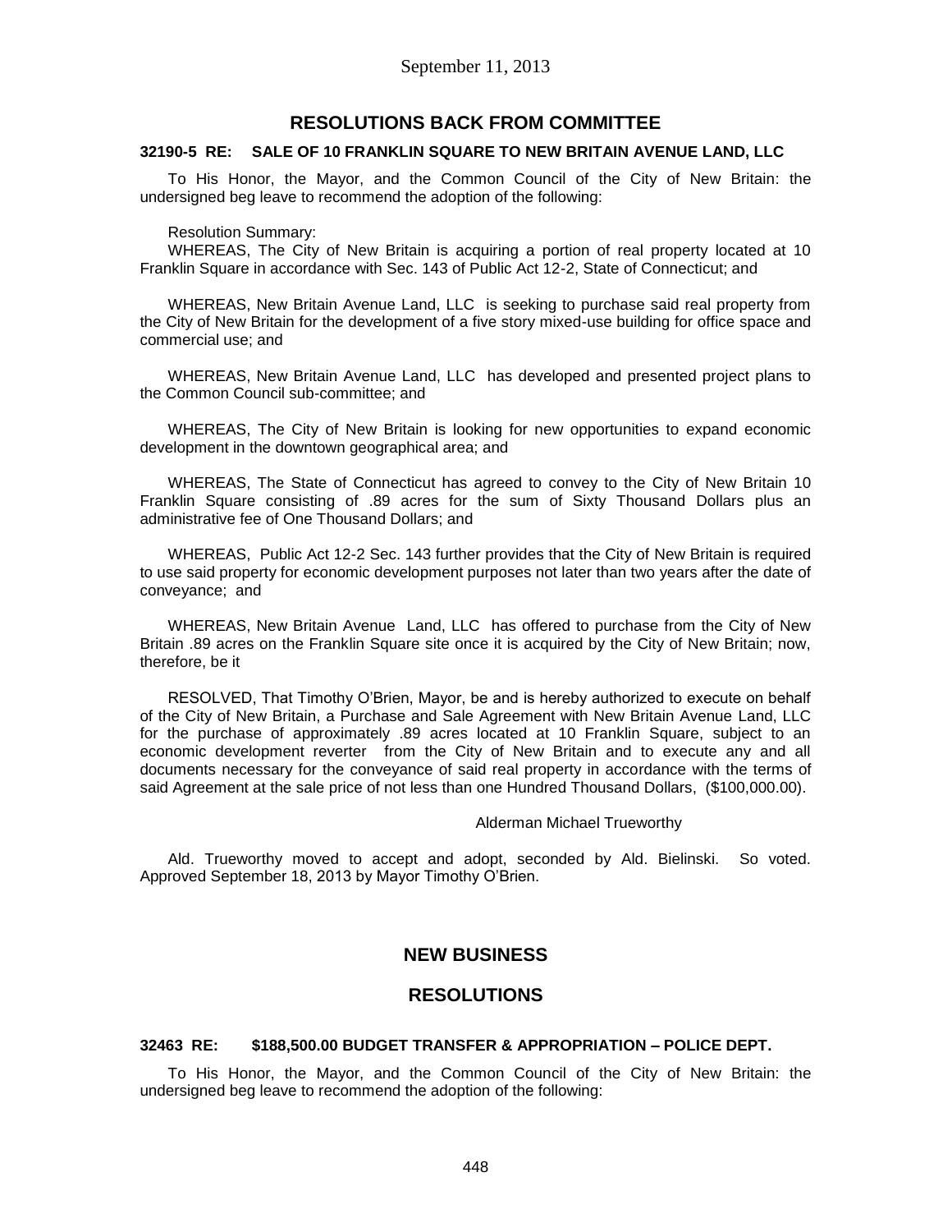## RESOLUTIONS BACK FROM COMMITTEE

### 32190-5 RE: SALE OF 10 FRANKLIN SQUARE TO NEW BRITAIN AVENUE LAND, LLC

To His Honor, the Mayor, and the Common Council of the City of New Britain: the undersigned beg leave to recommend the adoption of the following:

Resolution Summary:

WHEREAS, The City of New Britain is acquiring a portion of real property located at 10 Franklin Square in accordance with Sec. 143 of Public Act 12-2, State of Connecticut; and

WHEREAS, New Britain Avenue Land, LLC is seeking to purchase said real property from the City of New Britain for the development of a five story mixed-use building for office space and commercial use; and

WHEREAS, New Britain Avenue Land, LLC has developed and presented project plans to the Common Council sub-committee; and

WHEREAS, The City of New Britain is looking for new opportunities to expand economic development in the downtown geographical area; and

WHEREAS, The State of Connecticut has agreed to convey to the City of New Britain 10 Franklin Square consisting of .89 acres for the sum of Sixty Thousand Dollars plus an administrative fee of One Thousand Dollars; and

WHEREAS, Public Act 12-2 Sec. 143 further provides that the City of New Britain is required to use said property for economic development purposes not later than two years after the date of conveyance; and

WHEREAS, New Britain Avenue Land, LLC has offered to purchase from the City of New Britain .89 acres on the Franklin Square site once it is acquired by the City of New Britain; now, therefore, be it

RESOLVED, That Timothy O'Brien, Mayor, be and is hereby authorized to execute on behalf of the City of New Britain, a Purchase and Sale Agreement with New Britain Avenue Land, LLC for the purchase of approximately .89 acres located at 10 Franklin Square, subject to an economic development reverter from the City of New Britain and to execute any and all documents necessary for the conveyance of said real property in accordance with the terms of said Agreement at the sale price of not less than one Hundred Thousand Dollars, ($100,000.00).

Alderman Michael Trueworthy

Ald. Trueworthy moved to accept and adopt, seconded by Ald. Bielinski. So voted. Approved September 18, 2013 by Mayor Timothy O'Brien.

## NEW BUSINESS

## RESOLUTIONS

### 32463 RE: $188,500.00 BUDGET TRANSFER & APPROPRIATION – POLICE DEPT.

To His Honor, the Mayor, and the Common Council of the City of New Britain: the undersigned beg leave to recommend the adoption of the following: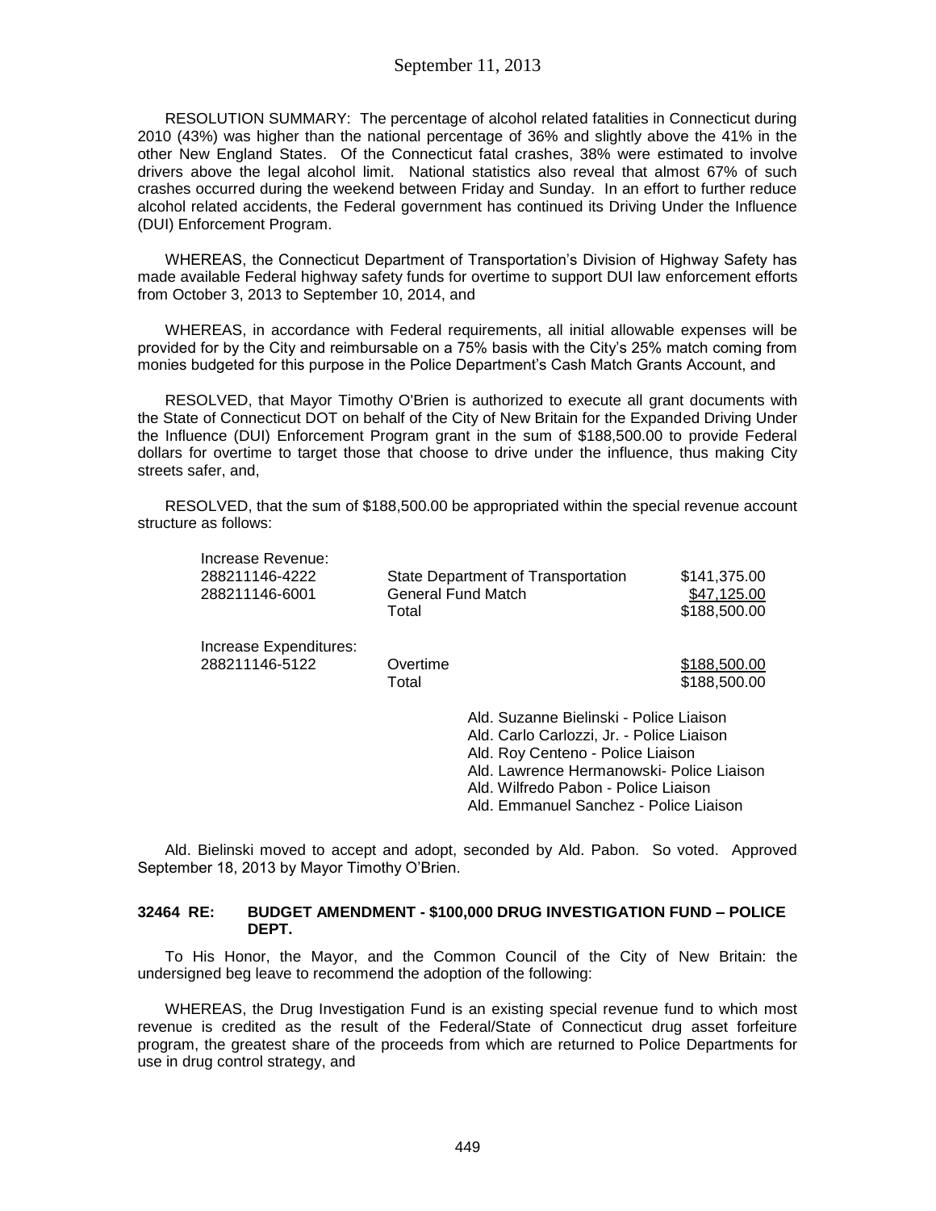RESOLUTION SUMMARY: The percentage of alcohol related fatalities in Connecticut during 2010 (43%) was higher than the national percentage of 36% and slightly above the 41% in the other New England States. Of the Connecticut fatal crashes, 38% were estimated to involve drivers above the legal alcohol limit. National statistics also reveal that almost 67% of such crashes occurred during the weekend between Friday and Sunday. In an effort to further reduce alcohol related accidents, the Federal government has continued its Driving Under the Influence (DUI) Enforcement Program.

WHEREAS, the Connecticut Department of Transportation's Division of Highway Safety has made available Federal highway safety funds for overtime to support DUI law enforcement efforts from October 3, 2013 to September 10, 2014, and

WHEREAS, in accordance with Federal requirements, all initial allowable expenses will be provided for by the City and reimbursable on a 75% basis with the City's 25% match coming from monies budgeted for this purpose in the Police Department's Cash Match Grants Account, and

RESOLVED, that Mayor Timothy O'Brien is authorized to execute all grant documents with the State of Connecticut DOT on behalf of the City of New Britain for the Expanded Driving Under the Influence (DUI) Enforcement Program grant in the sum of $188,500.00 to provide Federal dollars for overtime to target those that choose to drive under the influence, thus making City streets safer, and,

RESOLVED, that the sum of $188,500.00 be appropriated within the special revenue account structure as follows:

| | | |
|---|---|---|
| Increase Revenue: | | |
| 288211146-4222 | State Department of Transportation | $141,375.00 |
| 288211146-6001 | General Fund Match | $47,125.00 |
| | Total | $188,500.00 |
| Increase Expenditures: | | |
| 288211146-5122 | Overtime | $188,500.00 |
| | Total | $188,500.00 |

Ald. Suzanne Bielinski - Police Liaison
Ald. Carlo Carlozzi, Jr. - Police Liaison
Ald. Roy Centeno - Police Liaison
Ald. Lawrence Hermanowski- Police Liaison
Ald. Wilfredo Pabon - Police Liaison
Ald. Emmanuel Sanchez - Police Liaison

Ald. Bielinski moved to accept and adopt, seconded by Ald. Pabon. So voted. Approved September 18, 2013 by Mayor Timothy O'Brien.

### 32464 RE: BUDGET AMENDMENT - $100,000 DRUG INVESTIGATION FUND – POLICE DEPT.

To His Honor, the Mayor, and the Common Council of the City of New Britain: the undersigned beg leave to recommend the adoption of the following:

WHEREAS, the Drug Investigation Fund is an existing special revenue fund to which most revenue is credited as the result of the Federal/State of Connecticut drug asset forfeiture program, the greatest share of the proceeds from which are returned to Police Departments for use in drug control strategy, and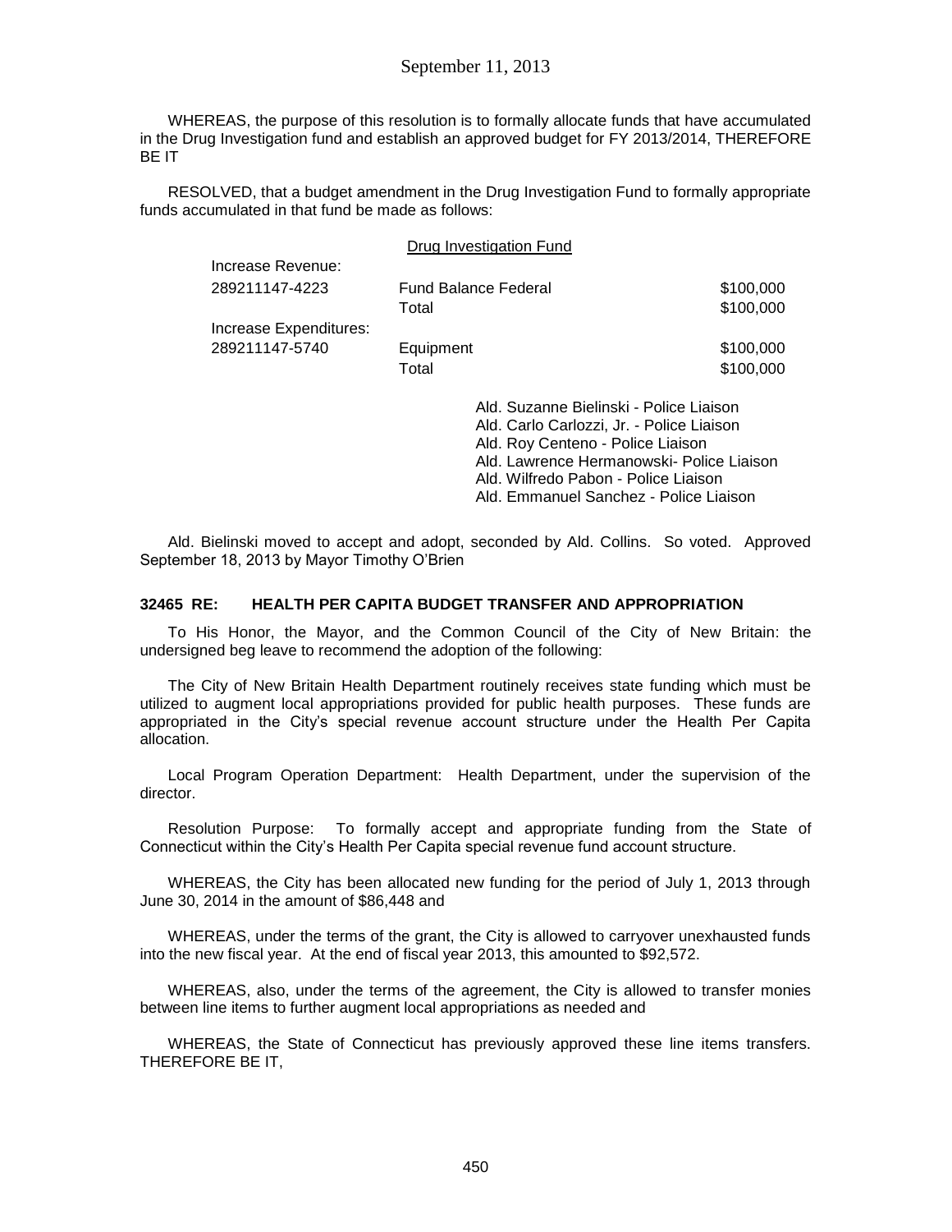WHEREAS, the purpose of this resolution is to formally allocate funds that have accumulated in the Drug Investigation fund and establish an approved budget for FY 2013/2014, THEREFORE BE IT

RESOLVED, that a budget amendment in the Drug Investigation Fund to formally appropriate funds accumulated in that fund be made as follows:

| | Drug Investigation Fund | |
|---|---|---|
| Increase Revenue: | | |
| 289211147-4223 | Fund Balance Federal | \$100,000 |
| | Total | \$100,000 |
| Increase Expenditures: | | |
| 289211147-5740 | Equipment | \$100,000 |
| | Total | \$100,000 |

Ald. Suzanne Bielinski - Police Liaison
Ald. Carlo Carlozzi, Jr. - Police Liaison
Ald. Roy Centeno - Police Liaison
Ald. Lawrence Hermanowski- Police Liaison
Ald. Wilfredo Pabon - Police Liaison
Ald. Emmanuel Sanchez - Police Liaison

Ald. Bielinski moved to accept and adopt, seconded by Ald. Collins. So voted. Approved September 18, 2013 by Mayor Timothy O'Brien

**32465 RE: HEALTH PER CAPITA BUDGET TRANSFER AND APPROPRIATION**

To His Honor, the Mayor, and the Common Council of the City of New Britain: the undersigned beg leave to recommend the adoption of the following:

The City of New Britain Health Department routinely receives state funding which must be utilized to augment local appropriations provided for public health purposes. These funds are appropriated in the City's special revenue account structure under the Health Per Capita allocation.

Local Program Operation Department: Health Department, under the supervision of the director.

Resolution Purpose: To formally accept and appropriate funding from the State of Connecticut within the City's Health Per Capita special revenue fund account structure.

WHEREAS, the City has been allocated new funding for the period of July 1, 2013 through June 30, 2014 in the amount of \$86,448 and

WHEREAS, under the terms of the grant, the City is allowed to carryover unexhausted funds into the new fiscal year. At the end of fiscal year 2013, this amounted to \$92,572.

WHEREAS, also, under the terms of the agreement, the City is allowed to transfer monies between line items to further augment local appropriations as needed and

WHEREAS, the State of Connecticut has previously approved these line items transfers. THEREFORE BE IT,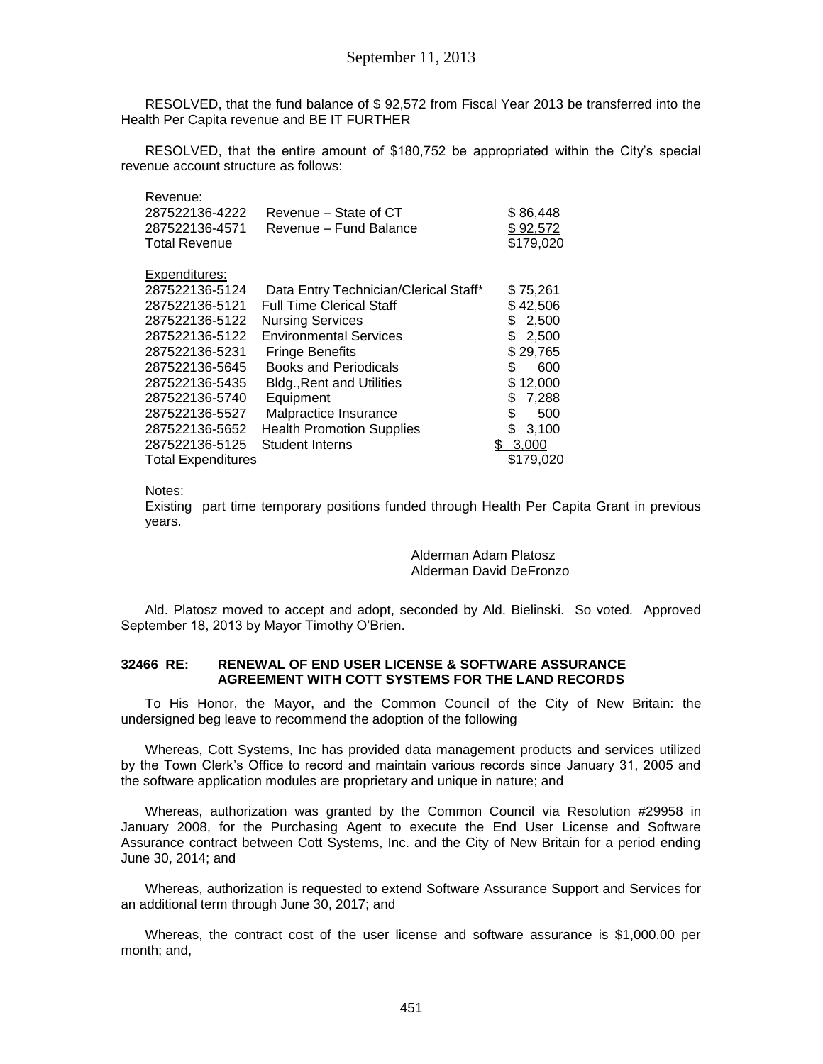RESOLVED, that the fund balance of $ 92,572 from Fiscal Year 2013 be transferred into the Health Per Capita revenue and BE IT FURTHER

RESOLVED, that the entire amount of $180,752 be appropriated within the City's special revenue account structure as follows:

| Revenue: | | |
|---|---|---|
| 287522136-4222 | Revenue – State of CT | $ 86,448 |
| 287522136-4571 | Revenue – Fund Balance | $ 92,572 |
| Total Revenue | | $179,020 |
| | | |
| Expenditures: | | |
| 287522136-5124 | Data Entry Technician/Clerical Staff* | $ 75,261 |
| 287522136-5121 | Full Time Clerical Staff | $ 42,506 |
| 287522136-5122 | Nursing Services | $ 2,500 |
| 287522136-5122 | Environmental Services | $ 2,500 |
| 287522136-5231 | Fringe Benefits | $ 29,765 |
| 287522136-5645 | Books and Periodicals | $ 600 |
| 287522136-5435 | Bldg.,Rent and Utilities | $ 12,000 |
| 287522136-5740 | Equipment | $ 7,288 |
| 287522136-5527 | Malpractice Insurance | $ 500 |
| 287522136-5652 | Health Promotion Supplies | $ 3,100 |
| 287522136-5125 | Student Interns | $ 3,000 |
| Total Expenditures | | $179,020 |

Notes:
Existing part time temporary positions funded through Health Per Capita Grant in previous years.

Alderman Adam Platosz
Alderman David DeFronzo

Ald. Platosz moved to accept and adopt, seconded by Ald. Bielinski. So voted. Approved September 18, 2013 by Mayor Timothy O'Brien.

**32466 RE: RENEWAL OF END USER LICENSE & SOFTWARE ASSURANCE AGREEMENT WITH COTT SYSTEMS FOR THE LAND RECORDS**

To His Honor, the Mayor, and the Common Council of the City of New Britain: the undersigned beg leave to recommend the adoption of the following

Whereas, Cott Systems, Inc has provided data management products and services utilized by the Town Clerk's Office to record and maintain various records since January 31, 2005 and the software application modules are proprietary and unique in nature; and

Whereas, authorization was granted by the Common Council via Resolution #29958 in January 2008, for the Purchasing Agent to execute the End User License and Software Assurance contract between Cott Systems, Inc. and the City of New Britain for a period ending June 30, 2014; and

Whereas, authorization is requested to extend Software Assurance Support and Services for an additional term through June 30, 2017; and

Whereas, the contract cost of the user license and software assurance is $1,000.00 per month; and,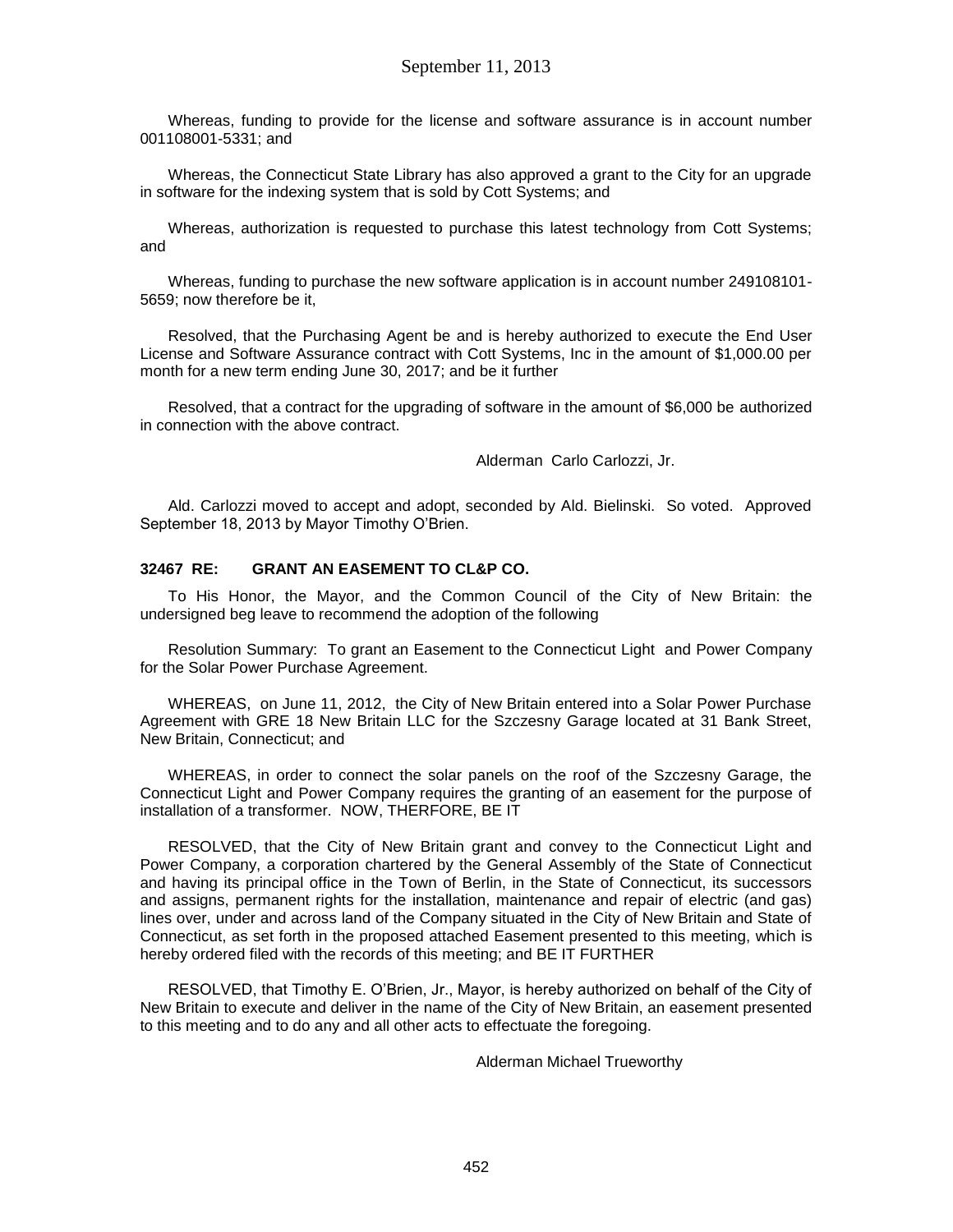Whereas, funding to provide for the license and software assurance is in account number 001108001-5331; and

Whereas, the Connecticut State Library has also approved a grant to the City for an upgrade in software for the indexing system that is sold by Cott Systems; and

Whereas, authorization is requested to purchase this latest technology from Cott Systems; and

Whereas, funding to purchase the new software application is in account number 249108101-5659; now therefore be it,

Resolved, that the Purchasing Agent be and is hereby authorized to execute the End User License and Software Assurance contract with Cott Systems, Inc in the amount of $1,000.00 per month for a new term ending June 30, 2017; and be it further

Resolved, that a contract for the upgrading of software in the amount of $6,000 be authorized in connection with the above contract.

Alderman Carlo Carlozzi, Jr.

Ald. Carlozzi moved to accept and adopt, seconded by Ald. Bielinski. So voted. Approved September 18, 2013 by Mayor Timothy O'Brien.

**32467 RE: GRANT AN EASEMENT TO CL&P CO.**

To His Honor, the Mayor, and the Common Council of the City of New Britain: the undersigned beg leave to recommend the adoption of the following

Resolution Summary: To grant an Easement to the Connecticut Light and Power Company for the Solar Power Purchase Agreement.

WHEREAS, on June 11, 2012, the City of New Britain entered into a Solar Power Purchase Agreement with GRE 18 New Britain LLC for the Szczesny Garage located at 31 Bank Street, New Britain, Connecticut; and

WHEREAS, in order to connect the solar panels on the roof of the Szczesny Garage, the Connecticut Light and Power Company requires the granting of an easement for the purpose of installation of a transformer. NOW, THERFORE, BE IT

RESOLVED, that the City of New Britain grant and convey to the Connecticut Light and Power Company, a corporation chartered by the General Assembly of the State of Connecticut and having its principal office in the Town of Berlin, in the State of Connecticut, its successors and assigns, permanent rights for the installation, maintenance and repair of electric (and gas) lines over, under and across land of the Company situated in the City of New Britain and State of Connecticut, as set forth in the proposed attached Easement presented to this meeting, which is hereby ordered filed with the records of this meeting; and BE IT FURTHER

RESOLVED, that Timothy E. O'Brien, Jr., Mayor, is hereby authorized on behalf of the City of New Britain to execute and deliver in the name of the City of New Britain, an easement presented to this meeting and to do any and all other acts to effectuate the foregoing.

Alderman Michael Trueworthy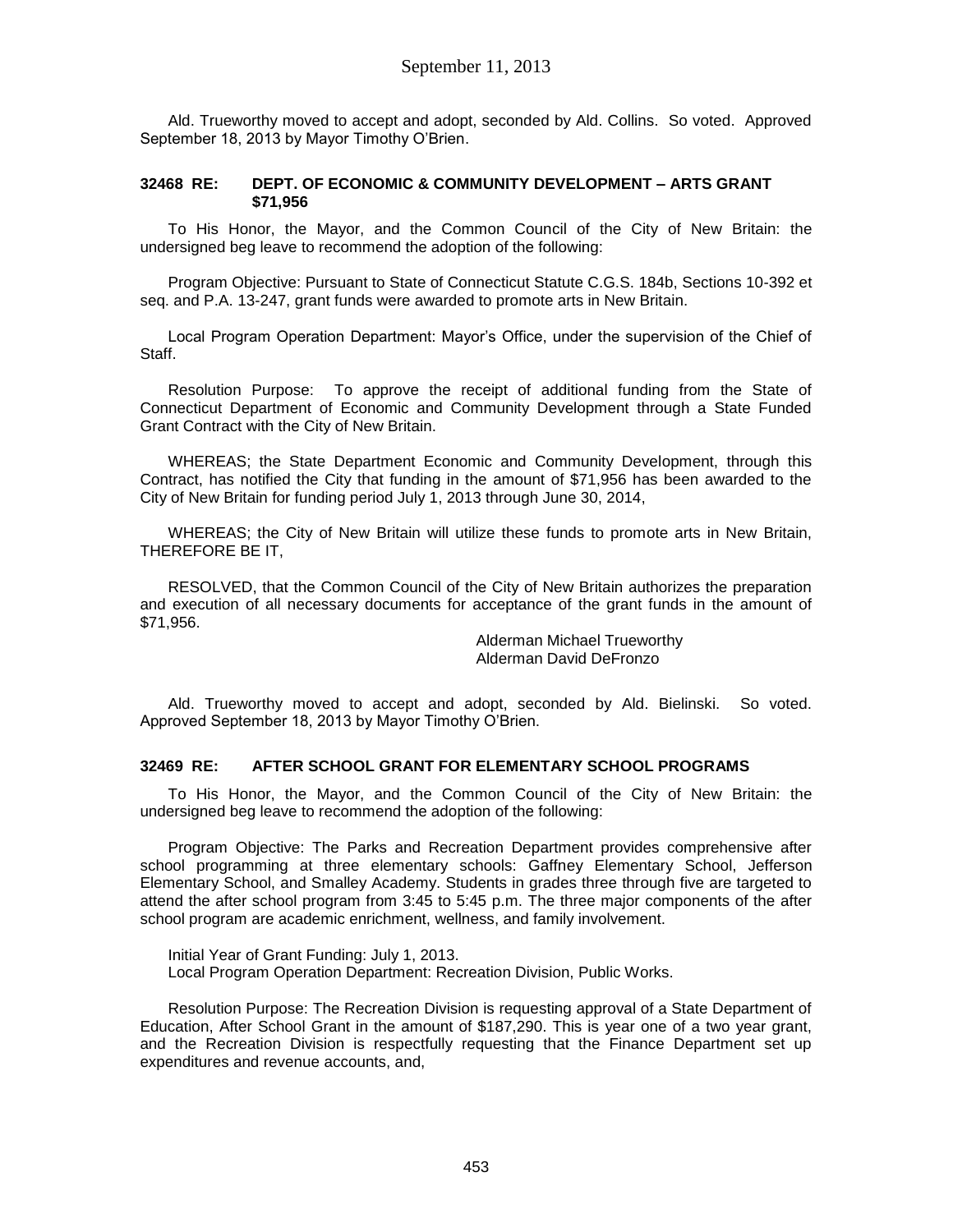Ald. Trueworthy moved to accept and adopt, seconded by Ald. Collins. So voted. Approved September 18, 2013 by Mayor Timothy O'Brien.

**32468 RE: DEPT. OF ECONOMIC & COMMUNITY DEVELOPMENT – ARTS GRANT $71,956**

To His Honor, the Mayor, and the Common Council of the City of New Britain: the undersigned beg leave to recommend the adoption of the following:

Program Objective: Pursuant to State of Connecticut Statute C.G.S. 184b, Sections 10-392 et seq. and P.A. 13-247, grant funds were awarded to promote arts in New Britain.

Local Program Operation Department: Mayor's Office, under the supervision of the Chief of Staff.

Resolution Purpose: To approve the receipt of additional funding from the State of Connecticut Department of Economic and Community Development through a State Funded Grant Contract with the City of New Britain.

WHEREAS; the State Department Economic and Community Development, through this Contract, has notified the City that funding in the amount of $71,956 has been awarded to the City of New Britain for funding period July 1, 2013 through June 30, 2014,

WHEREAS; the City of New Britain will utilize these funds to promote arts in New Britain, THEREFORE BE IT,

RESOLVED, that the Common Council of the City of New Britain authorizes the preparation and execution of all necessary documents for acceptance of the grant funds in the amount of $71,956.

Alderman Michael Trueworthy
Alderman David DeFronzo

Ald. Trueworthy moved to accept and adopt, seconded by Ald. Bielinski. So voted. Approved September 18, 2013 by Mayor Timothy O'Brien.

**32469 RE: AFTER SCHOOL GRANT FOR ELEMENTARY SCHOOL PROGRAMS**

To His Honor, the Mayor, and the Common Council of the City of New Britain: the undersigned beg leave to recommend the adoption of the following:

Program Objective: The Parks and Recreation Department provides comprehensive after school programming at three elementary schools: Gaffney Elementary School, Jefferson Elementary School, and Smalley Academy. Students in grades three through five are targeted to attend the after school program from 3:45 to 5:45 p.m. The three major components of the after school program are academic enrichment, wellness, and family involvement.

Initial Year of Grant Funding: July 1, 2013.
Local Program Operation Department: Recreation Division, Public Works.

Resolution Purpose: The Recreation Division is requesting approval of a State Department of Education, After School Grant in the amount of $187,290. This is year one of a two year grant, and the Recreation Division is respectfully requesting that the Finance Department set up expenditures and revenue accounts, and,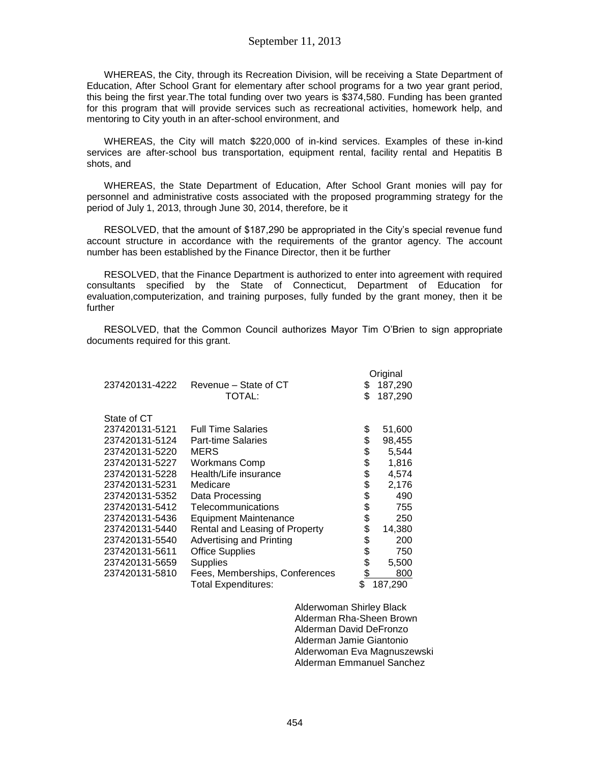WHEREAS, the City, through its Recreation Division, will be receiving a State Department of Education, After School Grant for elementary after school programs for a two year grant period, this being the first year.The total funding over two years is $374,580. Funding has been granted for this program that will provide services such as recreational activities, homework help, and mentoring to City youth in an after-school environment, and

WHEREAS, the City will match $220,000 of in-kind services. Examples of these in-kind services are after-school bus transportation, equipment rental, facility rental and Hepatitis B shots, and

WHEREAS, the State Department of Education, After School Grant monies will pay for personnel and administrative costs associated with the proposed programming strategy for the period of July 1, 2013, through June 30, 2014, therefore, be it

RESOLVED, that the amount of $187,290 be appropriated in the City's special revenue fund account structure in accordance with the requirements of the grantor agency. The account number has been established by the Finance Director, then it be further

RESOLVED, that the Finance Department is authorized to enter into agreement with required consultants specified by the State of Connecticut, Department of Education for evaluation,computerization, and training purposes, fully funded by the grant money, then it be further

RESOLVED, that the Common Council authorizes Mayor Tim O'Brien to sign appropriate documents required for this grant.

| | | Original |
|---|---|---|
| 237420131-4222 | Revenue – State of CT | $ 187,290 |
| | TOTAL: | $ 187,290 |
| State of CT | | |
| 237420131-5121 | Full Time Salaries | $ 51,600 |
| 237420131-5124 | Part-time Salaries | $ 98,455 |
| 237420131-5220 | MERS | $ 5,544 |
| 237420131-5227 | Workmans Comp | $ 1,816 |
| 237420131-5228 | Health/Life insurance | $ 4,574 |
| 237420131-5231 | Medicare | $ 2,176 |
| 237420131-5352 | Data Processing | $ 490 |
| 237420131-5412 | Telecommunications | $ 755 |
| 237420131-5436 | Equipment Maintenance | $ 250 |
| 237420131-5440 | Rental and Leasing of Property | $ 14,380 |
| 237420131-5540 | Advertising and Printing | $ 200 |
| 237420131-5611 | Office Supplies | $ 750 |
| 237420131-5659 | Supplies | $ 5,500 |
| 237420131-5810 | Fees, Memberships, Conferences | $ 800 |
| | Total Expenditures: | $ 187,290 |

Alderwoman Shirley Black
Alderman Rha-Sheen Brown
Alderman David DeFronzo
Alderman Jamie Giantonio
Alderwoman Eva Magnuszewski
Alderman Emmanuel Sanchez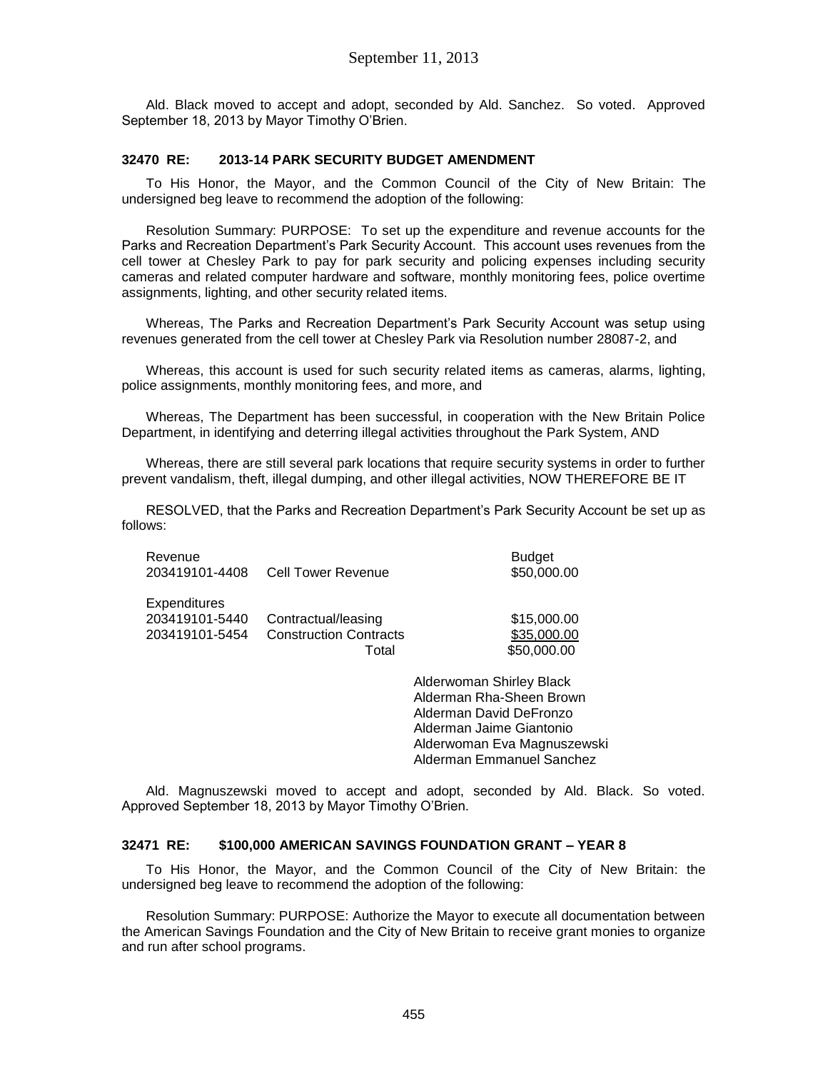Ald. Black moved to accept and adopt, seconded by Ald. Sanchez. So voted. Approved September 18, 2013 by Mayor Timothy O'Brien.

### 32470 RE: 2013-14 PARK SECURITY BUDGET AMENDMENT

To His Honor, the Mayor, and the Common Council of the City of New Britain: The undersigned beg leave to recommend the adoption of the following:

Resolution Summary: PURPOSE: To set up the expenditure and revenue accounts for the Parks and Recreation Department's Park Security Account. This account uses revenues from the cell tower at Chesley Park to pay for park security and policing expenses including security cameras and related computer hardware and software, monthly monitoring fees, police overtime assignments, lighting, and other security related items.

Whereas, The Parks and Recreation Department's Park Security Account was setup using revenues generated from the cell tower at Chesley Park via Resolution number 28087-2, and

Whereas, this account is used for such security related items as cameras, alarms, lighting, police assignments, monthly monitoring fees, and more, and

Whereas, The Department has been successful, in cooperation with the New Britain Police Department, in identifying and deterring illegal activities throughout the Park System, AND

Whereas, there are still several park locations that require security systems in order to further prevent vandalism, theft, illegal dumping, and other illegal activities, NOW THEREFORE BE IT

RESOLVED, that the Parks and Recreation Department's Park Security Account be set up as follows:

| Revenue | | Budget |
|---|---|---|
| 203419101-4408 | Cell Tower Revenue | $50,000.00 |
| **Expenditures** | | |
| 203419101-5440 | Contractual/leasing | $15,000.00 |
| 203419101-5454 | Construction Contracts | $35,000.00 |
| | Total | $50,000.00 |

Alderwoman Shirley Black
Alderman Rha-Sheen Brown
Alderman David DeFronzo
Alderman Jaime Giantonio
Alderwoman Eva Magnuszewski
Alderman Emmanuel Sanchez

Ald. Magnuszewski moved to accept and adopt, seconded by Ald. Black. So voted. Approved September 18, 2013 by Mayor Timothy O'Brien.

### 32471 RE: $100,000 AMERICAN SAVINGS FOUNDATION GRANT – YEAR 8

To His Honor, the Mayor, and the Common Council of the City of New Britain: the undersigned beg leave to recommend the adoption of the following:

Resolution Summary: PURPOSE: Authorize the Mayor to execute all documentation between the American Savings Foundation and the City of New Britain to receive grant monies to organize and run after school programs.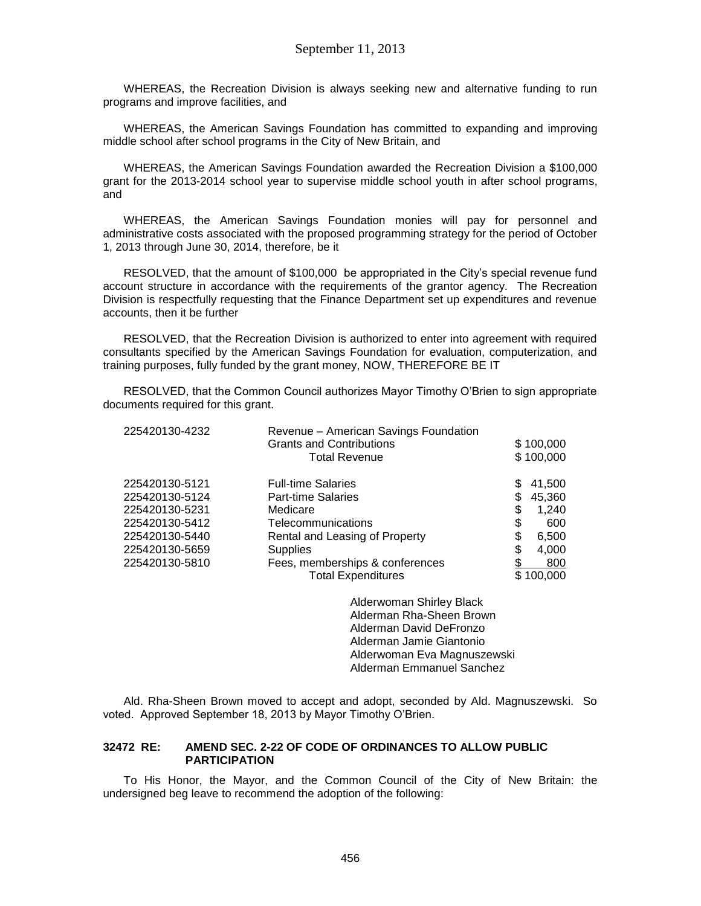WHEREAS, the Recreation Division is always seeking new and alternative funding to run programs and improve facilities, and

WHEREAS, the American Savings Foundation has committed to expanding and improving middle school after school programs in the City of New Britain, and

WHEREAS, the American Savings Foundation awarded the Recreation Division a $100,000 grant for the 2013-2014 school year to supervise middle school youth in after school programs, and

WHEREAS, the American Savings Foundation monies will pay for personnel and administrative costs associated with the proposed programming strategy for the period of October 1, 2013 through June 30, 2014, therefore, be it

RESOLVED, that the amount of $100,000 be appropriated in the City's special revenue fund account structure in accordance with the requirements of the grantor agency. The Recreation Division is respectfully requesting that the Finance Department set up expenditures and revenue accounts, then it be further

RESOLVED, that the Recreation Division is authorized to enter into agreement with required consultants specified by the American Savings Foundation for evaluation, computerization, and training purposes, fully funded by the grant money, NOW, THEREFORE BE IT

RESOLVED, that the Common Council authorizes Mayor Timothy O'Brien to sign appropriate documents required for this grant.

| | | |
|---|---|---|
| 225420130-4232 | Revenue – American Savings Foundation | |
| | Grants and Contributions | $ 100,000 |
| | Total Revenue | $ 100,000 |
| 225420130-5121 | Full-time Salaries | $ 41,500 |
| 225420130-5124 | Part-time Salaries | $ 45,360 |
| 225420130-5231 | Medicare | $ 1,240 |
| 225420130-5412 | Telecommunications | $ 600 |
| 225420130-5440 | Rental and Leasing of Property | $ 6,500 |
| 225420130-5659 | Supplies | $ 4,000 |
| 225420130-5810 | Fees, memberships & conferences | $ 800 |
| | Total Expenditures | $ 100,000 |

Alderwoman Shirley Black
Alderman Rha-Sheen Brown
Alderman David DeFronzo
Alderman Jamie Giantonio
Alderwoman Eva Magnuszewski
Alderman Emmanuel Sanchez

Ald. Rha-Sheen Brown moved to accept and adopt, seconded by Ald. Magnuszewski. So voted. Approved September 18, 2013 by Mayor Timothy O'Brien.

**32472 RE: AMEND SEC. 2-22 OF CODE OF ORDINANCES TO ALLOW PUBLIC PARTICIPATION**

To His Honor, the Mayor, and the Common Council of the City of New Britain: the undersigned beg leave to recommend the adoption of the following: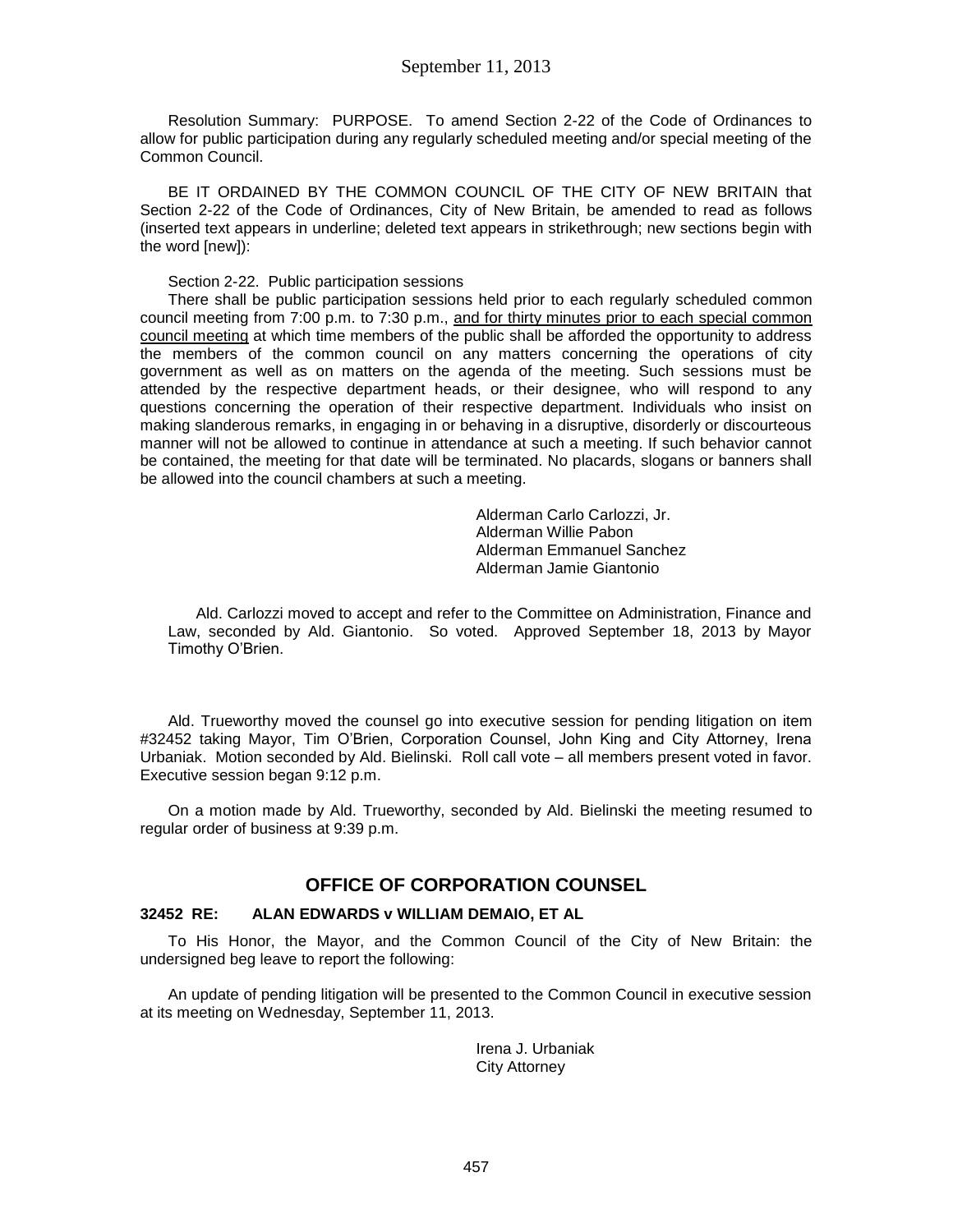Resolution Summary: PURPOSE. To amend Section 2-22 of the Code of Ordinances to allow for public participation during any regularly scheduled meeting and/or special meeting of the Common Council.

BE IT ORDAINED BY THE COMMON COUNCIL OF THE CITY OF NEW BRITAIN that Section 2-22 of the Code of Ordinances, City of New Britain, be amended to read as follows (inserted text appears in underline; deleted text appears in strikethrough; new sections begin with the word [new]):

Section 2-22. Public participation sessions

There shall be public participation sessions held prior to each regularly scheduled common council meeting from 7:00 p.m. to 7:30 p.m., <u>and for thirty minutes prior to each special common council meeting</u> at which time members of the public shall be afforded the opportunity to address the members of the common council on any matters concerning the operations of city government as well as on matters on the agenda of the meeting. Such sessions must be attended by the respective department heads, or their designee, who will respond to any questions concerning the operation of their respective department. Individuals who insist on making slanderous remarks, in engaging in or behaving in a disruptive, disorderly or discourteous manner will not be allowed to continue in attendance at such a meeting. If such behavior cannot be contained, the meeting for that date will be terminated. No placards, slogans or banners shall be allowed into the council chambers at such a meeting.

Alderman Carlo Carlozzi, Jr.
Alderman Willie Pabon
Alderman Emmanuel Sanchez
Alderman Jamie Giantonio

Ald. Carlozzi moved to accept and refer to the Committee on Administration, Finance and Law, seconded by Ald. Giantonio. So voted. Approved September 18, 2013 by Mayor Timothy O'Brien.

Ald. Trueworthy moved the counsel go into executive session for pending litigation on item #32452 taking Mayor, Tim O'Brien, Corporation Counsel, John King and City Attorney, Irena Urbaniak. Motion seconded by Ald. Bielinski. Roll call vote – all members present voted in favor. Executive session began 9:12 p.m.

On a motion made by Ald. Trueworthy, seconded by Ald. Bielinski the meeting resumed to regular order of business at 9:39 p.m.

## OFFICE OF CORPORATION COUNSEL

**32452 RE: ALAN EDWARDS v WILLIAM DEMAIO, ET AL**

To His Honor, the Mayor, and the Common Council of the City of New Britain: the undersigned beg leave to report the following:

An update of pending litigation will be presented to the Common Council in executive session at its meeting on Wednesday, September 11, 2013.

Irena J. Urbaniak
City Attorney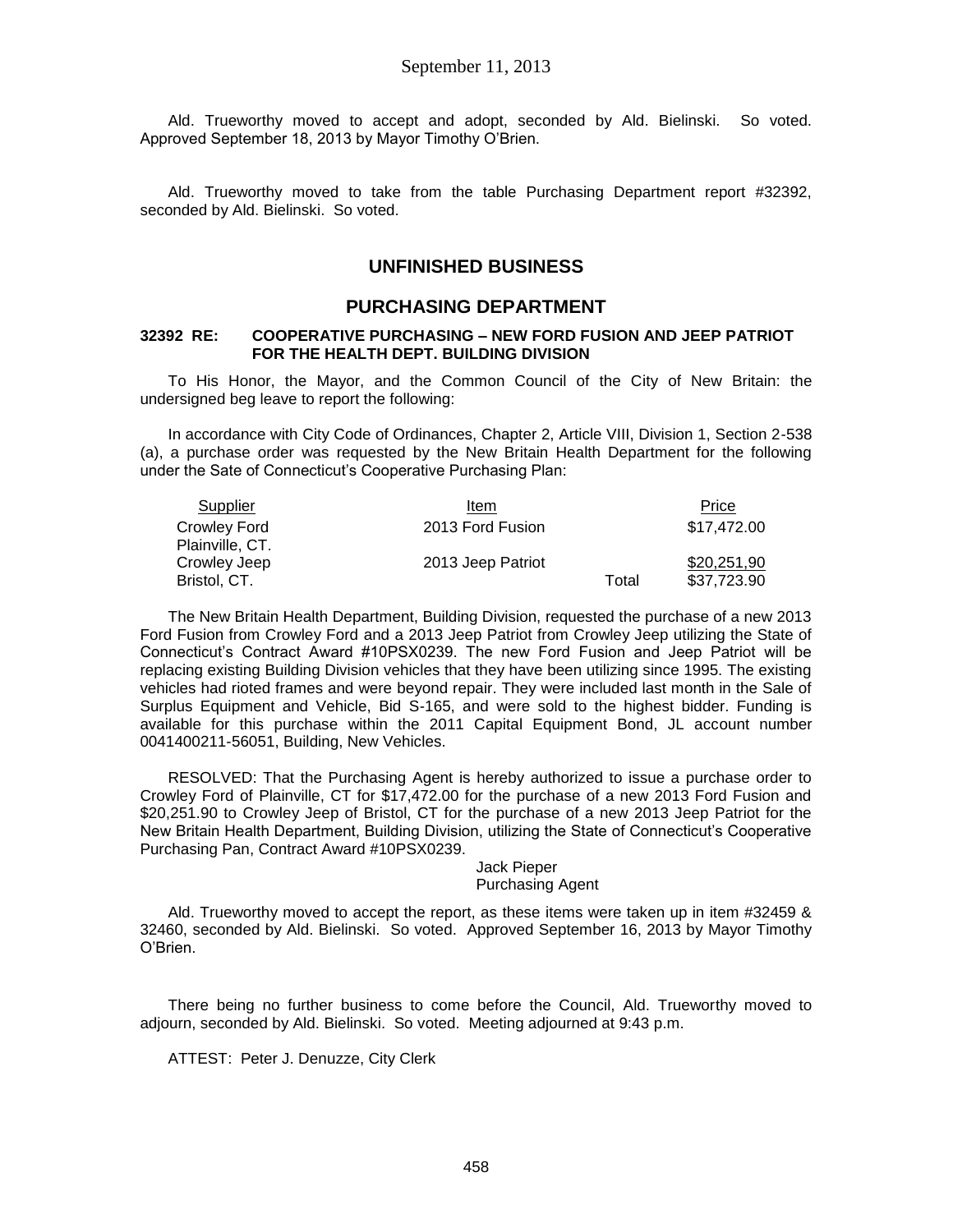Ald. Trueworthy moved to accept and adopt, seconded by Ald. Bielinski. So voted. Approved September 18, 2013 by Mayor Timothy O'Brien.

Ald. Trueworthy moved to take from the table Purchasing Department report #32392, seconded by Ald. Bielinski. So voted.

## UNFINISHED BUSINESS

## PURCHASING DEPARTMENT

**32392 RE: COOPERATIVE PURCHASING – NEW FORD FUSION AND JEEP PATRIOT FOR THE HEALTH DEPT. BUILDING DIVISION**

To His Honor, the Mayor, and the Common Council of the City of New Britain: the undersigned beg leave to report the following:

In accordance with City Code of Ordinances, Chapter 2, Article VIII, Division 1, Section 2-538 (a), a purchase order was requested by the New Britain Health Department for the following under the Sate of Connecticut's Cooperative Purchasing Plan:

| Supplier | Item | | Price |
|---|---|---|---|
| Crowley Ford Plainville, CT. | 2013 Ford Fusion | | \$17,472.00 |
| Crowley Jeep Bristol, CT. | 2013 Jeep Patriot | | \$20,251,90 |
| | | Total | \$37,723.90 |

The New Britain Health Department, Building Division, requested the purchase of a new 2013 Ford Fusion from Crowley Ford and a 2013 Jeep Patriot from Crowley Jeep utilizing the State of Connecticut's Contract Award #10PSX0239. The new Ford Fusion and Jeep Patriot will be replacing existing Building Division vehicles that they have been utilizing since 1995. The existing vehicles had rioted frames and were beyond repair. They were included last month in the Sale of Surplus Equipment and Vehicle, Bid S-165, and were sold to the highest bidder. Funding is available for this purchase within the 2011 Capital Equipment Bond, JL account number 0041400211-56051, Building, New Vehicles.

RESOLVED: That the Purchasing Agent is hereby authorized to issue a purchase order to Crowley Ford of Plainville, CT for \$17,472.00 for the purchase of a new 2013 Ford Fusion and \$20,251.90 to Crowley Jeep of Bristol, CT for the purchase of a new 2013 Jeep Patriot for the New Britain Health Department, Building Division, utilizing the State of Connecticut's Cooperative Purchasing Pan, Contract Award #10PSX0239.

Jack Pieper
Purchasing Agent

Ald. Trueworthy moved to accept the report, as these items were taken up in item #32459 & 32460, seconded by Ald. Bielinski. So voted. Approved September 16, 2013 by Mayor Timothy O'Brien.

There being no further business to come before the Council, Ald. Trueworthy moved to adjourn, seconded by Ald. Bielinski. So voted. Meeting adjourned at 9:43 p.m.

ATTEST: Peter J. Denuzze, City Clerk